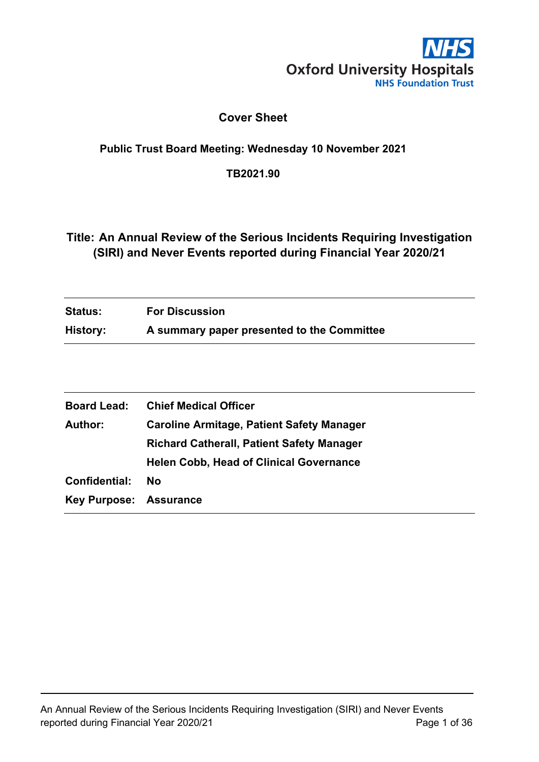Oxford University Hospitals
NHS Foundation Trust

# Cover Sheet

**Public Trust Board Meeting: Wednesday 10 November 2021**

**TB2021.90**

## Title: An Annual Review of the Serious Incidents Requiring Investigation (SIRI) and Never Events reported during Financial Year 2020/21

| | |
|---|---|
| **Status:** | **For Discussion** |
| **History:** | **A summary paper presented to the Committee** |

| | |
|---|---|
| **Board Lead:** | **Chief Medical Officer** |
| **Author:** | **Caroline Armitage, Patient Safety Manager** |
| | **Richard Catherall, Patient Safety Manager** |
| | **Helen Cobb, Head of Clinical Governance** |
| **Confidential:** | **No** |
| **Key Purpose:** | **Assurance** |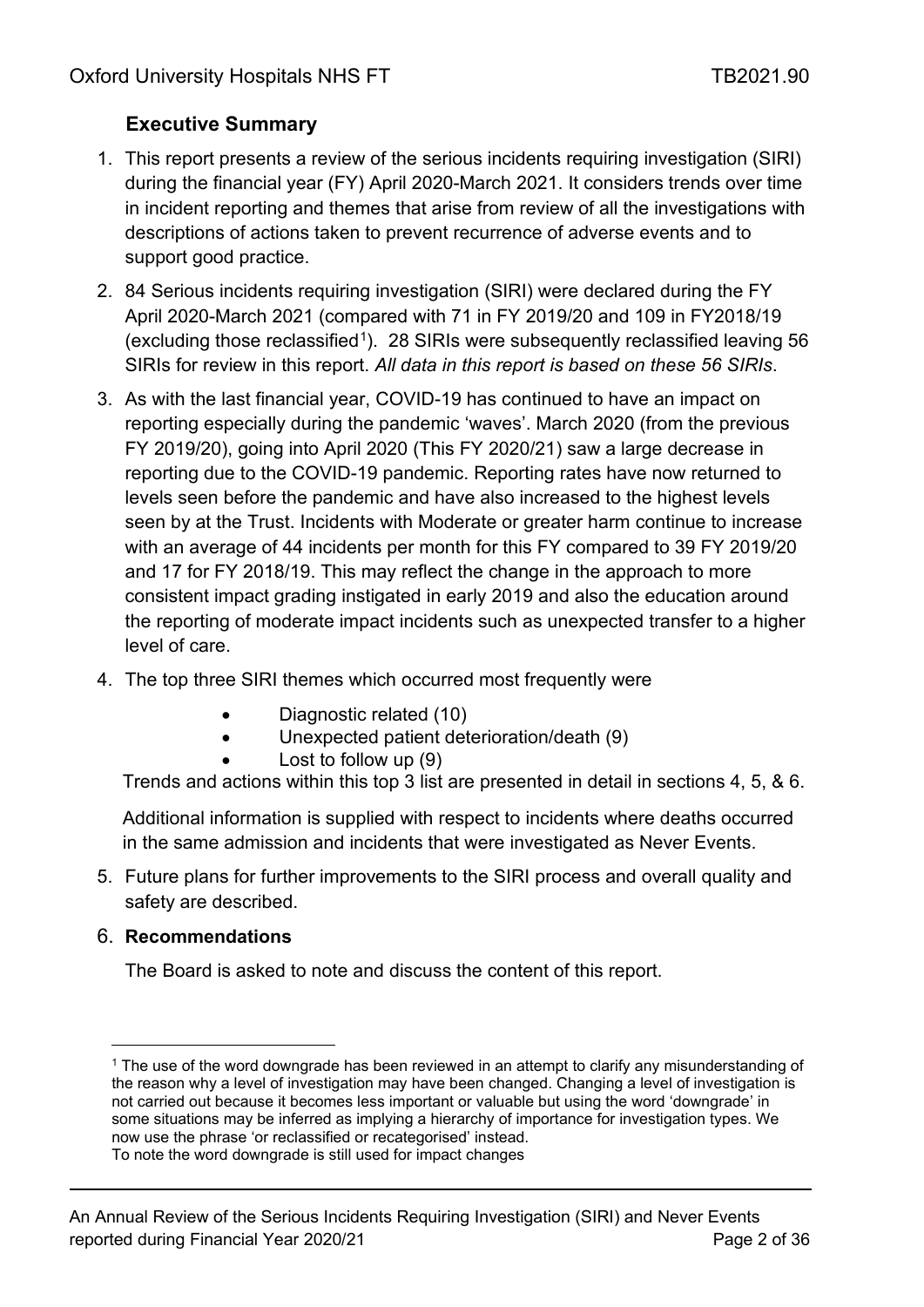## Executive Summary

1. This report presents a review of the serious incidents requiring investigation (SIRI) during the financial year (FY) April 2020-March 2021. It considers trends over time in incident reporting and themes that arise from review of all the investigations with descriptions of actions taken to prevent recurrence of adverse events and to support good practice.

2. 84 Serious incidents requiring investigation (SIRI) were declared during the FY April 2020-March 2021 (compared with 71 in FY 2019/20 and 109 in FY2018/19 (excluding those reclassified[1]). 28 SIRIs were subsequently reclassified leaving 56 SIRIs for review in this report. *All data in this report is based on these 56 SIRIs*.

3. As with the last financial year, COVID-19 has continued to have an impact on reporting especially during the pandemic 'waves'. March 2020 (from the previous FY 2019/20), going into April 2020 (This FY 2020/21) saw a large decrease in reporting due to the COVID-19 pandemic. Reporting rates have now returned to levels seen before the pandemic and have also increased to the highest levels seen by at the Trust. Incidents with Moderate or greater harm continue to increase with an average of 44 incidents per month for this FY compared to 39 FY 2019/20 and 17 for FY 2018/19. This may reflect the change in the approach to more consistent impact grading instigated in early 2019 and also the education around the reporting of moderate impact incidents such as unexpected transfer to a higher level of care.

4. The top three SIRI themes which occurred most frequently were
   - Diagnostic related (10)
   - Unexpected patient deterioration/death (9)
   - Lost to follow up (9)

   Trends and actions within this top 3 list are presented in detail in sections 4, 5, & 6.

   Additional information is supplied with respect to incidents where deaths occurred in the same admission and incidents that were investigated as Never Events.

5. Future plans for further improvements to the SIRI process and overall quality and safety are described.

6. **Recommendations**

   The Board is asked to note and discuss the content of this report.

[1] The use of the word downgrade has been reviewed in an attempt to clarify any misunderstanding of the reason why a level of investigation may have been changed. Changing a level of investigation is not carried out because it becomes less important or valuable but using the word 'downgrade' in some situations may be inferred as implying a hierarchy of importance for investigation types. We now use the phrase 'or reclassified or recategorised' instead.
To note the word downgrade is still used for impact changes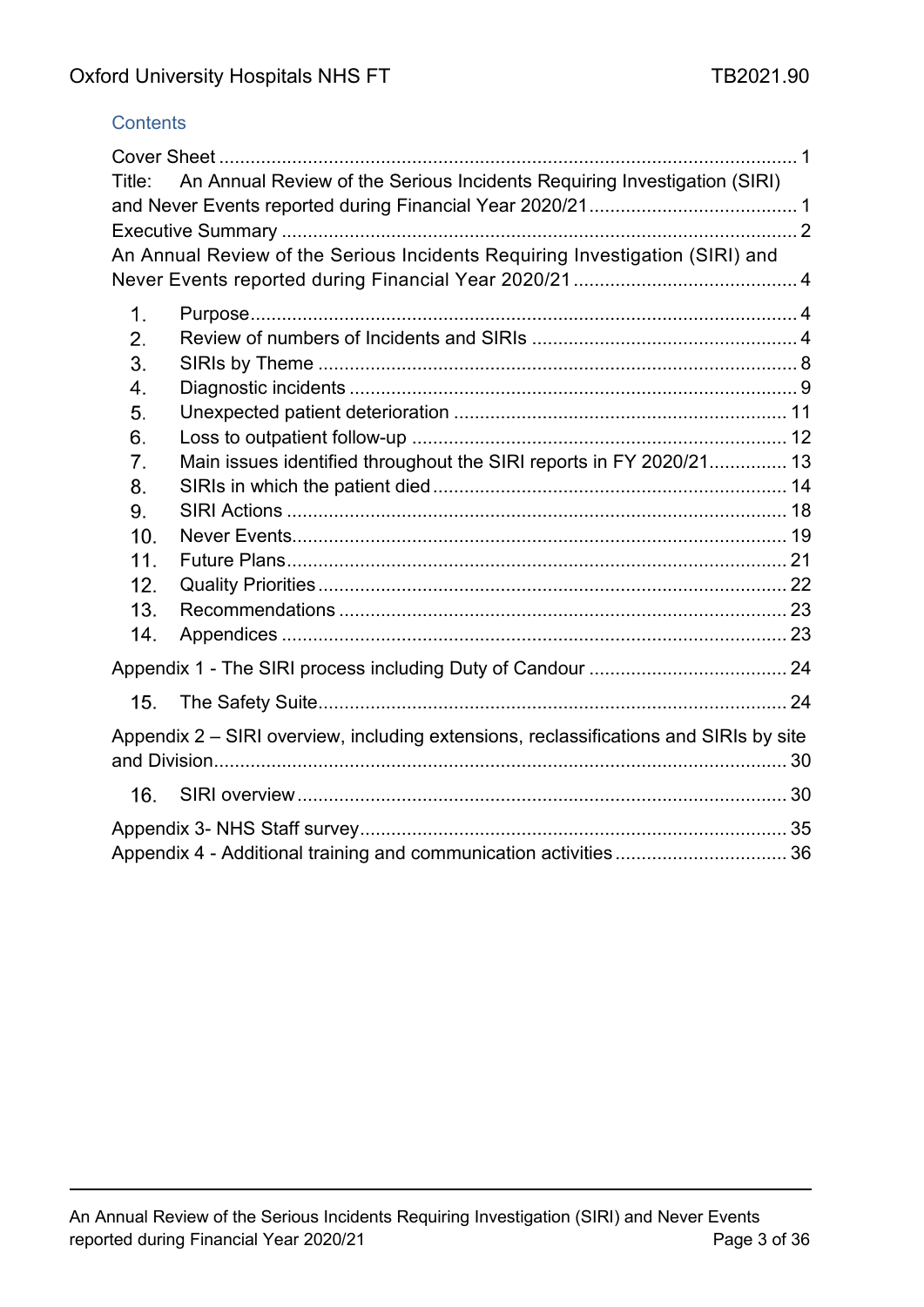## Contents

Cover Sheet ............................................................................................................ 1
Title: An Annual Review of the Serious Incidents Requiring Investigation (SIRI) and Never Events reported during Financial Year 2020/21 ........................................ 1
Executive Summary ................................................................................................. 2
An Annual Review of the Serious Incidents Requiring Investigation (SIRI) and Never Events reported during Financial Year 2020/21 ........................................... 4

1. Purpose ......................................................................................................... 4
2. Review of numbers of Incidents and SIRIs ................................................... 4
3. SIRIs by Theme ............................................................................................ 8
4. Diagnostic incidents ...................................................................................... 9
5. Unexpected patient deterioration ................................................................ 11
6. Loss to outpatient follow-up ........................................................................ 12
7. Main issues identified throughout the SIRI reports in FY 2020/21 ............... 13
8. SIRIs in which the patient died .................................................................... 14
9. SIRI Actions ................................................................................................ 18
10. Never Events ............................................................................................... 19
11. Future Plans ................................................................................................ 21
12. Quality Priorities .......................................................................................... 22
13. Recommendations ....................................................................................... 23
14. Appendices ................................................................................................. 23

Appendix 1 - The SIRI process including Duty of Candour ...................................... 24

15. The Safety Suite .......................................................................................... 24

Appendix 2 – SIRI overview, including extensions, reclassifications and SIRIs by site and Division ............................................................................................................. 30

16. SIRI overview .............................................................................................. 30

Appendix 3- NHS Staff survey ................................................................................. 35
Appendix 4 - Additional training and communication activities ................................ 36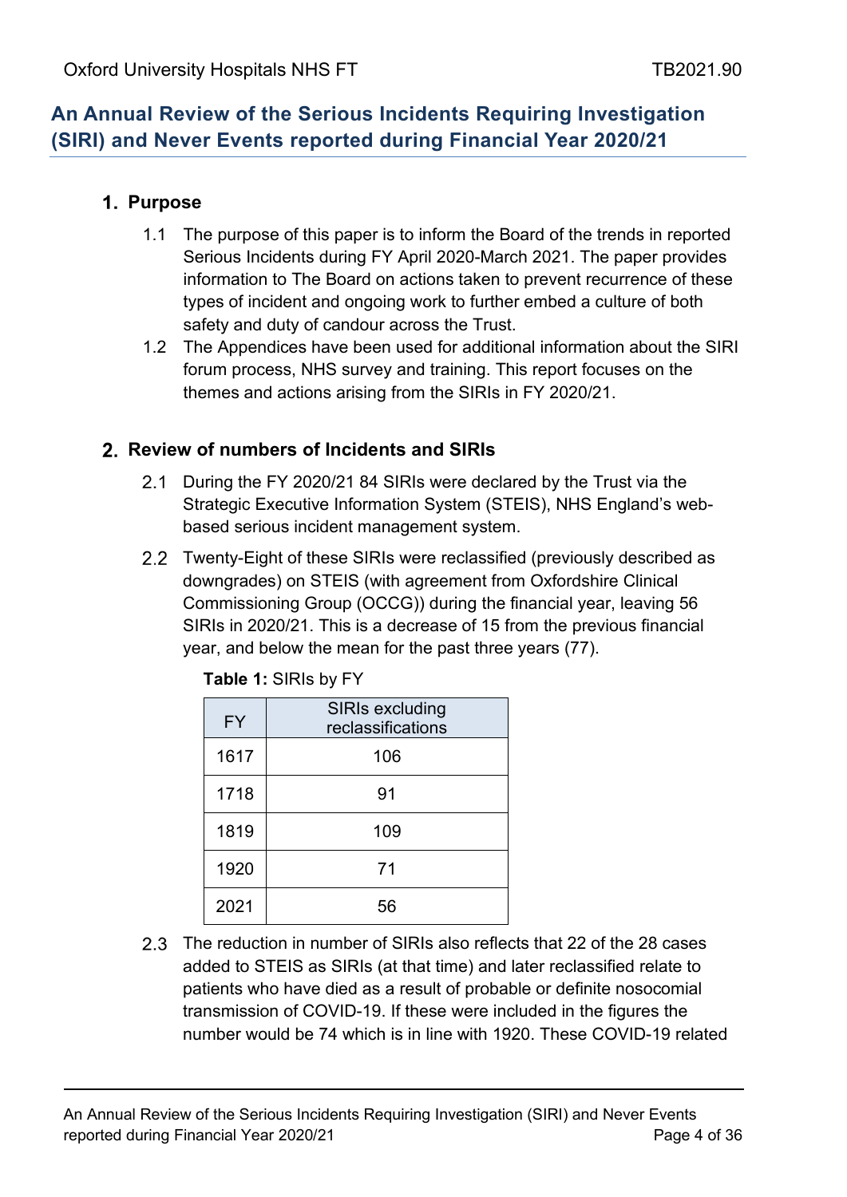# An Annual Review of the Serious Incidents Requiring Investigation (SIRI) and Never Events reported during Financial Year 2020/21

## 1. Purpose

1.1 The purpose of this paper is to inform the Board of the trends in reported Serious Incidents during FY April 2020-March 2021. The paper provides information to The Board on actions taken to prevent recurrence of these types of incident and ongoing work to further embed a culture of both safety and duty of candour across the Trust.

1.2 The Appendices have been used for additional information about the SIRI forum process, NHS survey and training. This report focuses on the themes and actions arising from the SIRIs in FY 2020/21.

## 2. Review of numbers of Incidents and SIRIs

2.1 During the FY 2020/21 84 SIRIs were declared by the Trust via the Strategic Executive Information System (STEIS), NHS England's web-based serious incident management system.

2.2 Twenty-Eight of these SIRIs were reclassified (previously described as downgrades) on STEIS (with agreement from Oxfordshire Clinical Commissioning Group (OCCG)) during the financial year, leaving 56 SIRIs in 2020/21. This is a decrease of 15 from the previous financial year, and below the mean for the past three years (77).

**Table 1:** SIRIs by FY

| FY | SIRIs excluding reclassifications |
|---|---|
| 1617 | 106 |
| 1718 | 91 |
| 1819 | 109 |
| 1920 | 71 |
| 2021 | 56 |

2.3 The reduction in number of SIRIs also reflects that 22 of the 28 cases added to STEIS as SIRIs (at that time) and later reclassified relate to patients who have died as a result of probable or definite nosocomial transmission of COVID-19. If these were included in the figures the number would be 74 which is in line with 1920. These COVID-19 related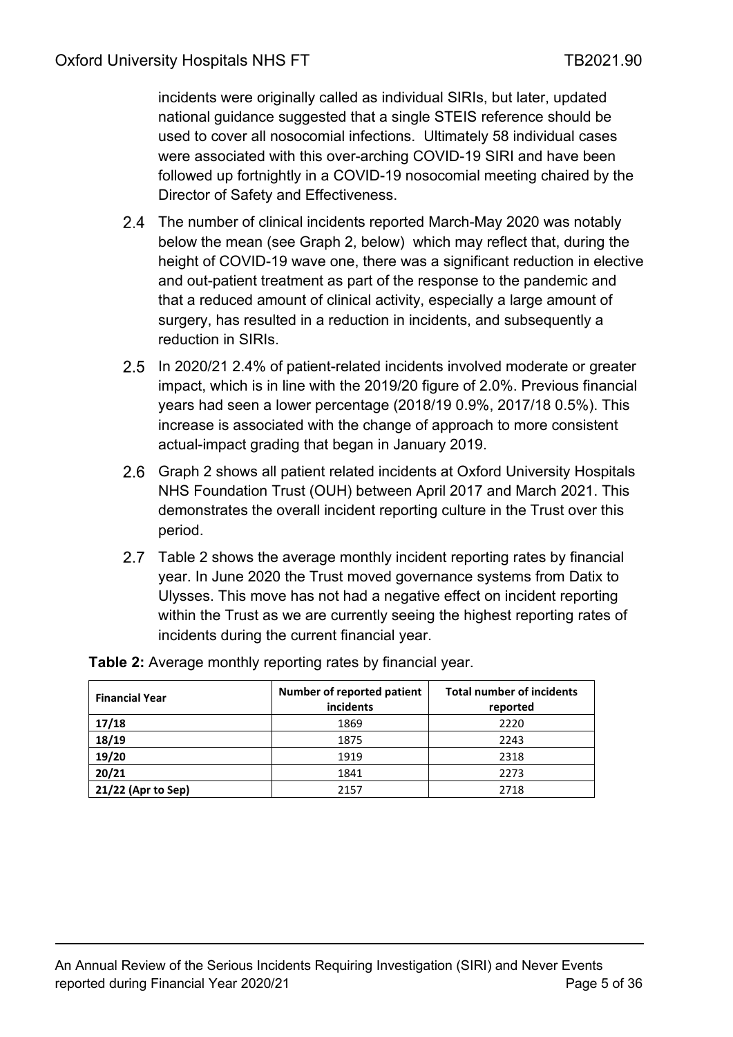incidents were originally called as individual SIRIs, but later, updated national guidance suggested that a single STEIS reference should be used to cover all nosocomial infections. Ultimately 58 individual cases were associated with this over-arching COVID-19 SIRI and have been followed up fortnightly in a COVID-19 nosocomial meeting chaired by the Director of Safety and Effectiveness.

2.4 The number of clinical incidents reported March-May 2020 was notably below the mean (see Graph 2, below) which may reflect that, during the height of COVID-19 wave one, there was a significant reduction in elective and out-patient treatment as part of the response to the pandemic and that a reduced amount of clinical activity, especially a large amount of surgery, has resulted in a reduction in incidents, and subsequently a reduction in SIRIs.

2.5 In 2020/21 2.4% of patient-related incidents involved moderate or greater impact, which is in line with the 2019/20 figure of 2.0%. Previous financial years had seen a lower percentage (2018/19 0.9%, 2017/18 0.5%). This increase is associated with the change of approach to more consistent actual-impact grading that began in January 2019.

2.6 Graph 2 shows all patient related incidents at Oxford University Hospitals NHS Foundation Trust (OUH) between April 2017 and March 2021. This demonstrates the overall incident reporting culture in the Trust over this period.

2.7 Table 2 shows the average monthly incident reporting rates by financial year. In June 2020 the Trust moved governance systems from Datix to Ulysses. This move has not had a negative effect on incident reporting within the Trust as we are currently seeing the highest reporting rates of incidents during the current financial year.

**Table 2:** Average monthly reporting rates by financial year.

| Financial Year | Number of reported patient incidents | Total number of incidents reported |
|---|---|---|
| **17/18** | 1869 | 2220 |
| **18/19** | 1875 | 2243 |
| **19/20** | 1919 | 2318 |
| **20/21** | 1841 | 2273 |
| **21/22 (Apr to Sep)** | 2157 | 2718 |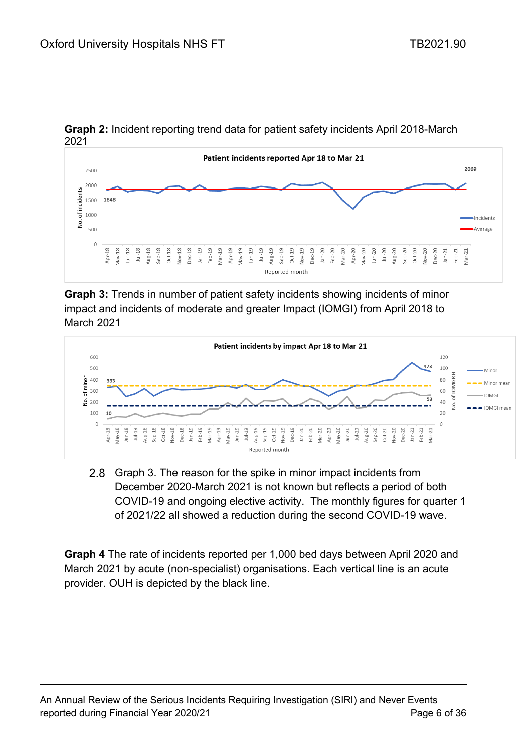**Graph 2:** Incident reporting trend data for patient safety incidents April 2018-March 2021

**Graph 3:** Trends in number of patient safety incidents showing incidents of minor impact and incidents of moderate and greater Impact (IOMGI) from April 2018 to March 2021

2.8 Graph 3. The reason for the spike in minor impact incidents from December 2020-March 2021 is not known but reflects a period of both COVID-19 and ongoing elective activity. The monthly figures for quarter 1 of 2021/22 all showed a reduction during the second COVID-19 wave.

**Graph 4** The rate of incidents reported per 1,000 bed days between April 2020 and March 2021 by acute (non-specialist) organisations. Each vertical line is an acute provider. OUH is depicted by the black line.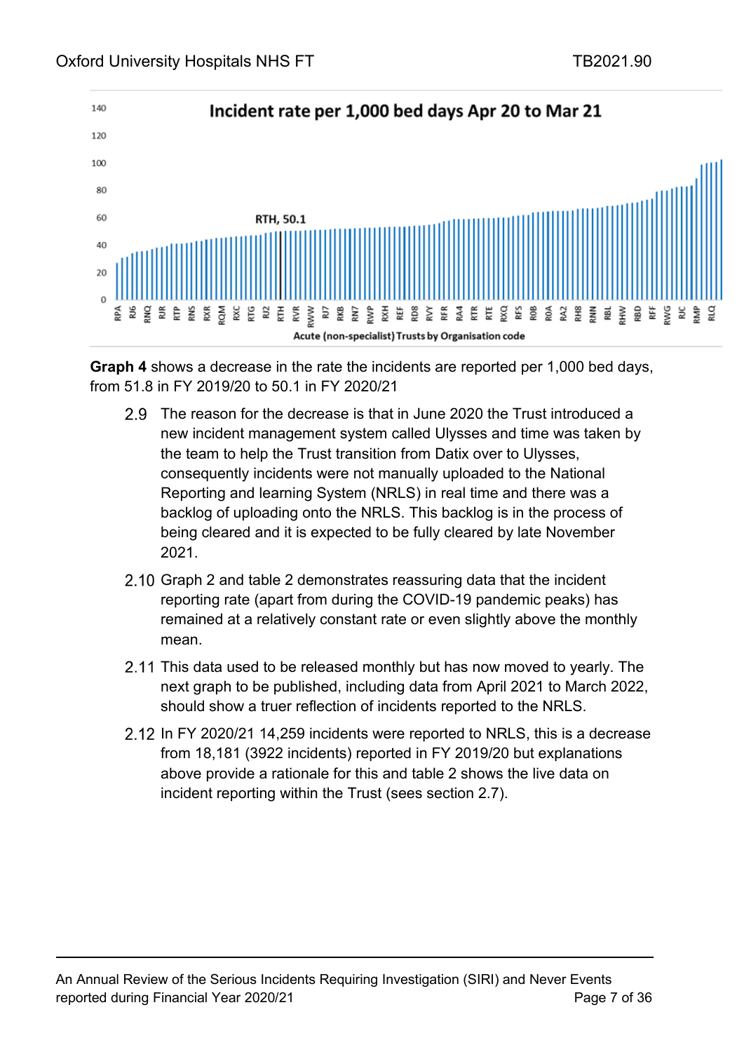**Graph 4** shows a decrease in the rate the incidents are reported per 1,000 bed days, from 51.8 in FY 2019/20 to 50.1 in FY 2020/21

2.9 The reason for the decrease is that in June 2020 the Trust introduced a new incident management system called Ulysses and time was taken by the team to help the Trust transition from Datix over to Ulysses, consequently incidents were not manually uploaded to the National Reporting and learning System (NRLS) in real time and there was a backlog of uploading onto the NRLS. This backlog is in the process of being cleared and it is expected to be fully cleared by late November 2021.

2.10 Graph 2 and table 2 demonstrates reassuring data that the incident reporting rate (apart from during the COVID-19 pandemic peaks) has remained at a relatively constant rate or even slightly above the monthly mean.

2.11 This data used to be released monthly but has now moved to yearly. The next graph to be published, including data from April 2021 to March 2022, should show a truer reflection of incidents reported to the NRLS.

2.12 In FY 2020/21 14,259 incidents were reported to NRLS, this is a decrease from 18,181 (3922 incidents) reported in FY 2019/20 but explanations above provide a rationale for this and table 2 shows the live data on incident reporting within the Trust (sees section 2.7).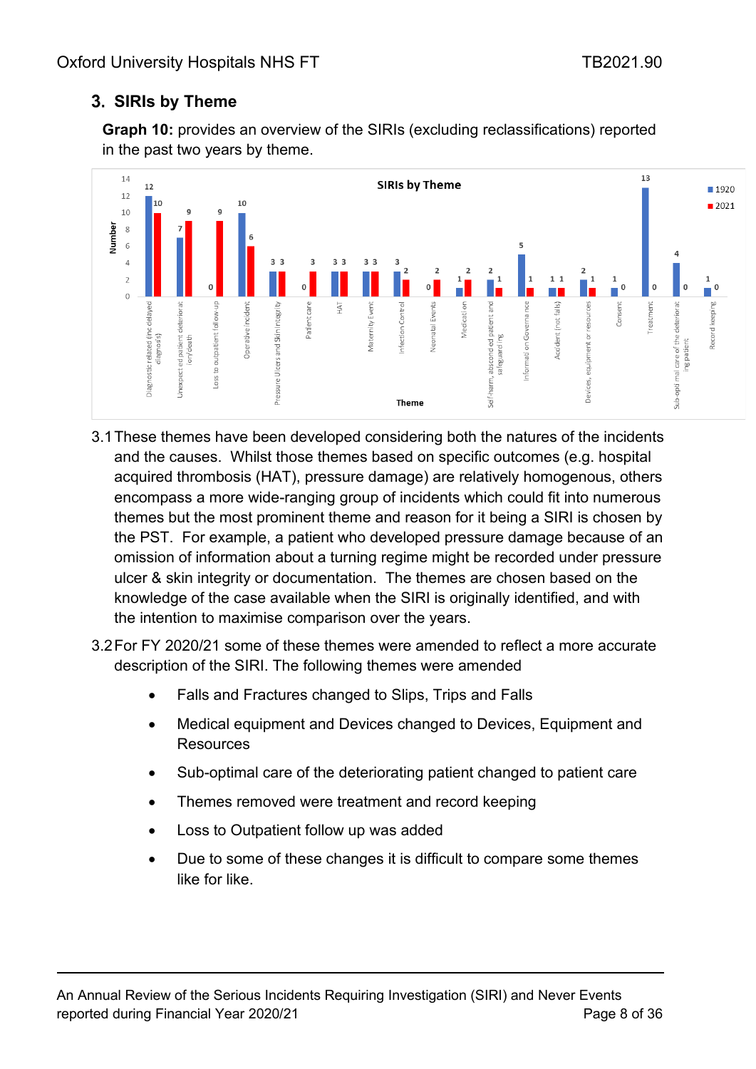## 3. SIRIs by Theme

**Graph 10:** provides an overview of the SIRIs (excluding reclassifications) reported in the past two years by theme.

**SIRIs by Theme**

| Theme | 1920 | 2021 |
|---|---|---|
| Diagnostic related (inc delayed diagnosis's) | 12 | 10 |
| Unexpected patient deterioration/death | 7 | 9 |
| Loss to outpatient follow-up | 0 | 9 |
| Operative incident | 10 | 6 |
| Pressure Ulcers and Skin integrity | 3 | 3 |
| Patient care | 0 | 3 |
| HAT | 3 | 3 |
| Maternity Event | 3 | 3 |
| Infection Control | 3 | 2 |
| Neonatal Events | 0 | 2 |
| Medication | 1 | 2 |
| Self-harm, absconded patient and safeguarding | 2 | 1 |
| Information Governance | 5 | 1 |
| Accident (not falls) | 1 | 1 |
| Devices, equipment or resources | 2 | 1 |
| Consent | 1 | 0 |
| Treatment | 13 | 0 |
| Sub-optimal care of the deteriorating patient | 4 | 0 |
| Record keeping | 1 | 0 |

3.1 These themes have been developed considering both the natures of the incidents and the causes. Whilst those themes based on specific outcomes (e.g. hospital acquired thrombosis (HAT), pressure damage) are relatively homogenous, others encompass a more wide-ranging group of incidents which could fit into numerous themes but the most prominent theme and reason for it being a SIRI is chosen by the PST. For example, a patient who developed pressure damage because of an omission of information about a turning regime might be recorded under pressure ulcer & skin integrity or documentation. The themes are chosen based on the knowledge of the case available when the SIRI is originally identified, and with the intention to maximise comparison over the years.

3.2 For FY 2020/21 some of these themes were amended to reflect a more accurate description of the SIRI. The following themes were amended

- Falls and Fractures changed to Slips, Trips and Falls
- Medical equipment and Devices changed to Devices, Equipment and Resources
- Sub-optimal care of the deteriorating patient changed to patient care
- Themes removed were treatment and record keeping
- Loss to Outpatient follow up was added
- Due to some of these changes it is difficult to compare some themes like for like.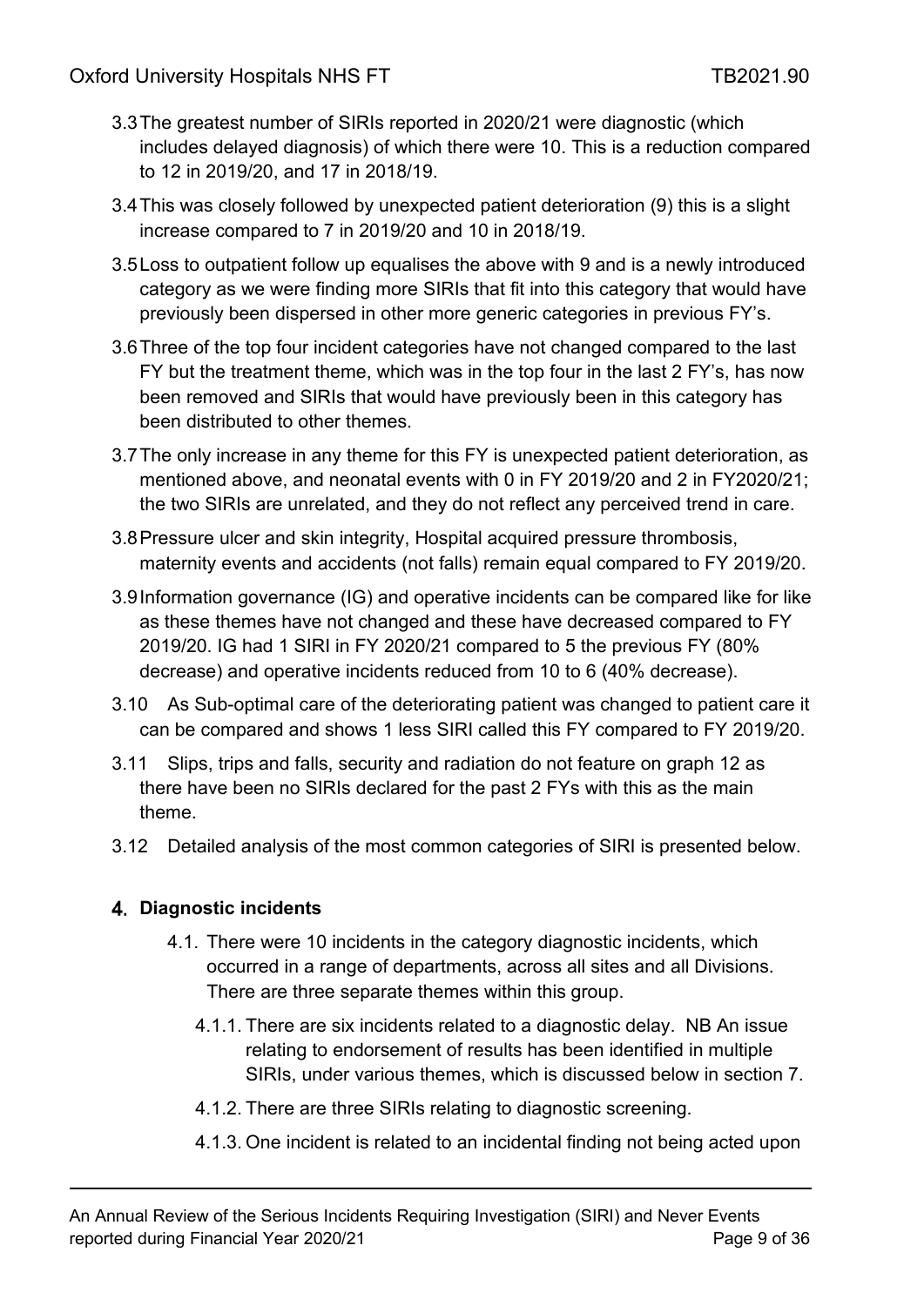3.3 The greatest number of SIRIs reported in 2020/21 were diagnostic (which includes delayed diagnosis) of which there were 10. This is a reduction compared to 12 in 2019/20, and 17 in 2018/19.

3.4 This was closely followed by unexpected patient deterioration (9) this is a slight increase compared to 7 in 2019/20 and 10 in 2018/19.

3.5 Loss to outpatient follow up equalises the above with 9 and is a newly introduced category as we were finding more SIRIs that fit into this category that would have previously been dispersed in other more generic categories in previous FY's.

3.6 Three of the top four incident categories have not changed compared to the last FY but the treatment theme, which was in the top four in the last 2 FY's, has now been removed and SIRIs that would have previously been in this category has been distributed to other themes.

3.7 The only increase in any theme for this FY is unexpected patient deterioration, as mentioned above, and neonatal events with 0 in FY 2019/20 and 2 in FY2020/21; the two SIRIs are unrelated, and they do not reflect any perceived trend in care.

3.8 Pressure ulcer and skin integrity, Hospital acquired pressure thrombosis, maternity events and accidents (not falls) remain equal compared to FY 2019/20.

3.9 Information governance (IG) and operative incidents can be compared like for like as these themes have not changed and these have decreased compared to FY 2019/20. IG had 1 SIRI in FY 2020/21 compared to 5 the previous FY (80% decrease) and operative incidents reduced from 10 to 6 (40% decrease).

3.10 As Sub-optimal care of the deteriorating patient was changed to patient care it can be compared and shows 1 less SIRI called this FY compared to FY 2019/20.

3.11 Slips, trips and falls, security and radiation do not feature on graph 12 as there have been no SIRIs declared for the past 2 FYs with this as the main theme.

3.12 Detailed analysis of the most common categories of SIRI is presented below.

## 4. Diagnostic incidents

4.1. There were 10 incidents in the category diagnostic incidents, which occurred in a range of departments, across all sites and all Divisions. There are three separate themes within this group.

4.1.1. There are six incidents related to a diagnostic delay. NB An issue relating to endorsement of results has been identified in multiple SIRIs, under various themes, which is discussed below in section 7.

4.1.2. There are three SIRIs relating to diagnostic screening.

4.1.3. One incident is related to an incidental finding not being acted upon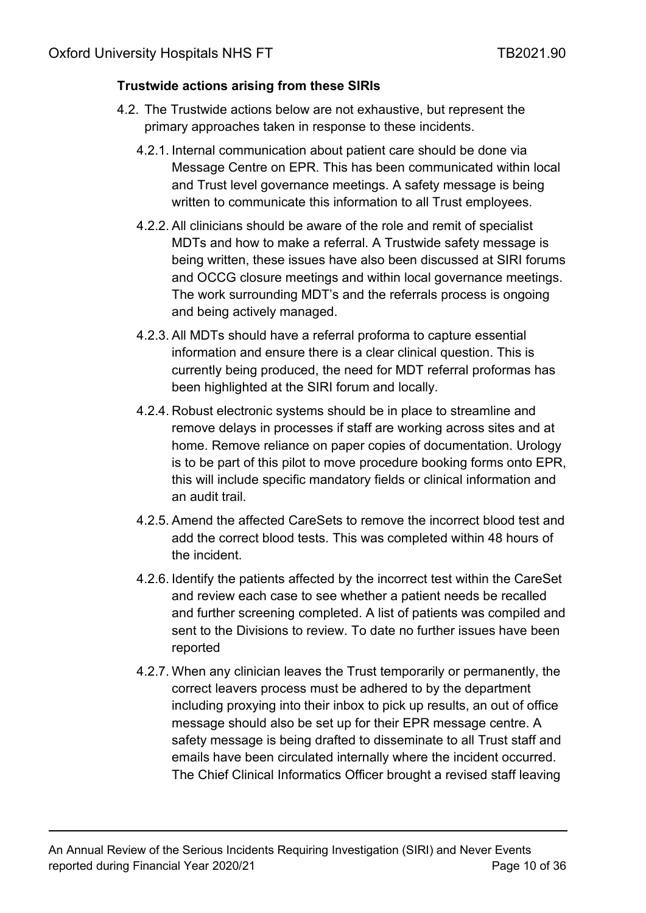**Trustwide actions arising from these SIRIs**

4.2. The Trustwide actions below are not exhaustive, but represent the primary approaches taken in response to these incidents.

4.2.1. Internal communication about patient care should be done via Message Centre on EPR. This has been communicated within local and Trust level governance meetings. A safety message is being written to communicate this information to all Trust employees.

4.2.2. All clinicians should be aware of the role and remit of specialist MDTs and how to make a referral. A Trustwide safety message is being written, these issues have also been discussed at SIRI forums and OCCG closure meetings and within local governance meetings. The work surrounding MDT's and the referrals process is ongoing and being actively managed.

4.2.3. All MDTs should have a referral proforma to capture essential information and ensure there is a clear clinical question. This is currently being produced, the need for MDT referral proformas has been highlighted at the SIRI forum and locally.

4.2.4. Robust electronic systems should be in place to streamline and remove delays in processes if staff are working across sites and at home. Remove reliance on paper copies of documentation. Urology is to be part of this pilot to move procedure booking forms onto EPR, this will include specific mandatory fields or clinical information and an audit trail.

4.2.5. Amend the affected CareSets to remove the incorrect blood test and add the correct blood tests. This was completed within 48 hours of the incident.

4.2.6. Identify the patients affected by the incorrect test within the CareSet and review each case to see whether a patient needs be recalled and further screening completed. A list of patients was compiled and sent to the Divisions to review. To date no further issues have been reported

4.2.7. When any clinician leaves the Trust temporarily or permanently, the correct leavers process must be adhered to by the department including proxying into their inbox to pick up results, an out of office message should also be set up for their EPR message centre. A safety message is being drafted to disseminate to all Trust staff and emails have been circulated internally where the incident occurred. The Chief Clinical Informatics Officer brought a revised staff leaving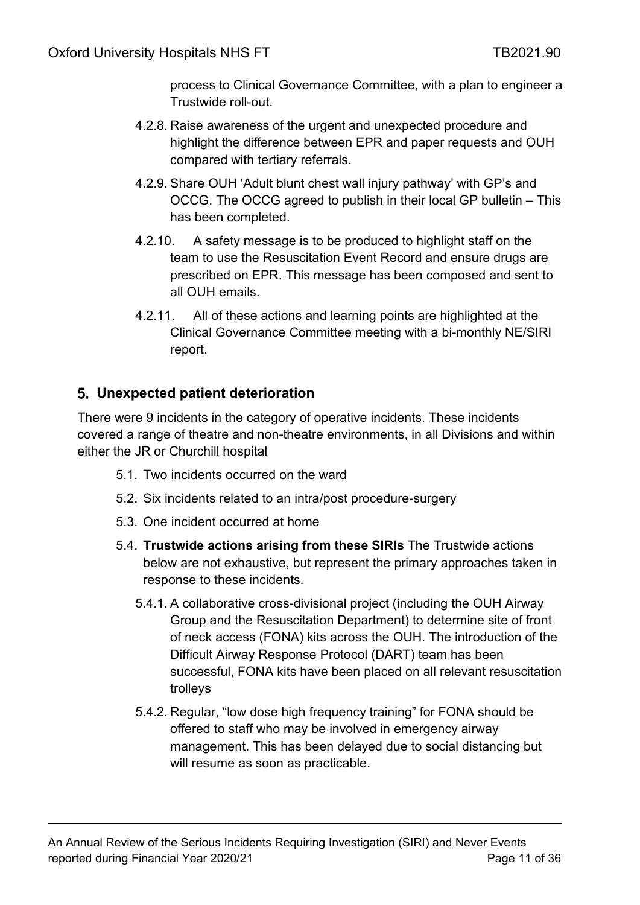process to Clinical Governance Committee, with a plan to engineer a Trustwide roll-out.

4.2.8. Raise awareness of the urgent and unexpected procedure and highlight the difference between EPR and paper requests and OUH compared with tertiary referrals.

4.2.9. Share OUH 'Adult blunt chest wall injury pathway' with GP's and OCCG. The OCCG agreed to publish in their local GP bulletin – This has been completed.

4.2.10. A safety message is to be produced to highlight staff on the team to use the Resuscitation Event Record and ensure drugs are prescribed on EPR. This message has been composed and sent to all OUH emails.

4.2.11. All of these actions and learning points are highlighted at the Clinical Governance Committee meeting with a bi-monthly NE/SIRI report.

## 5. Unexpected patient deterioration

There were 9 incidents in the category of operative incidents. These incidents covered a range of theatre and non-theatre environments, in all Divisions and within either the JR or Churchill hospital

5.1. Two incidents occurred on the ward

5.2. Six incidents related to an intra/post procedure-surgery

5.3. One incident occurred at home

5.4. **Trustwide actions arising from these SIRIs** The Trustwide actions below are not exhaustive, but represent the primary approaches taken in response to these incidents.

5.4.1. A collaborative cross-divisional project (including the OUH Airway Group and the Resuscitation Department) to determine site of front of neck access (FONA) kits across the OUH. The introduction of the Difficult Airway Response Protocol (DART) team has been successful, FONA kits have been placed on all relevant resuscitation trolleys

5.4.2. Regular, "low dose high frequency training" for FONA should be offered to staff who may be involved in emergency airway management. This has been delayed due to social distancing but will resume as soon as practicable.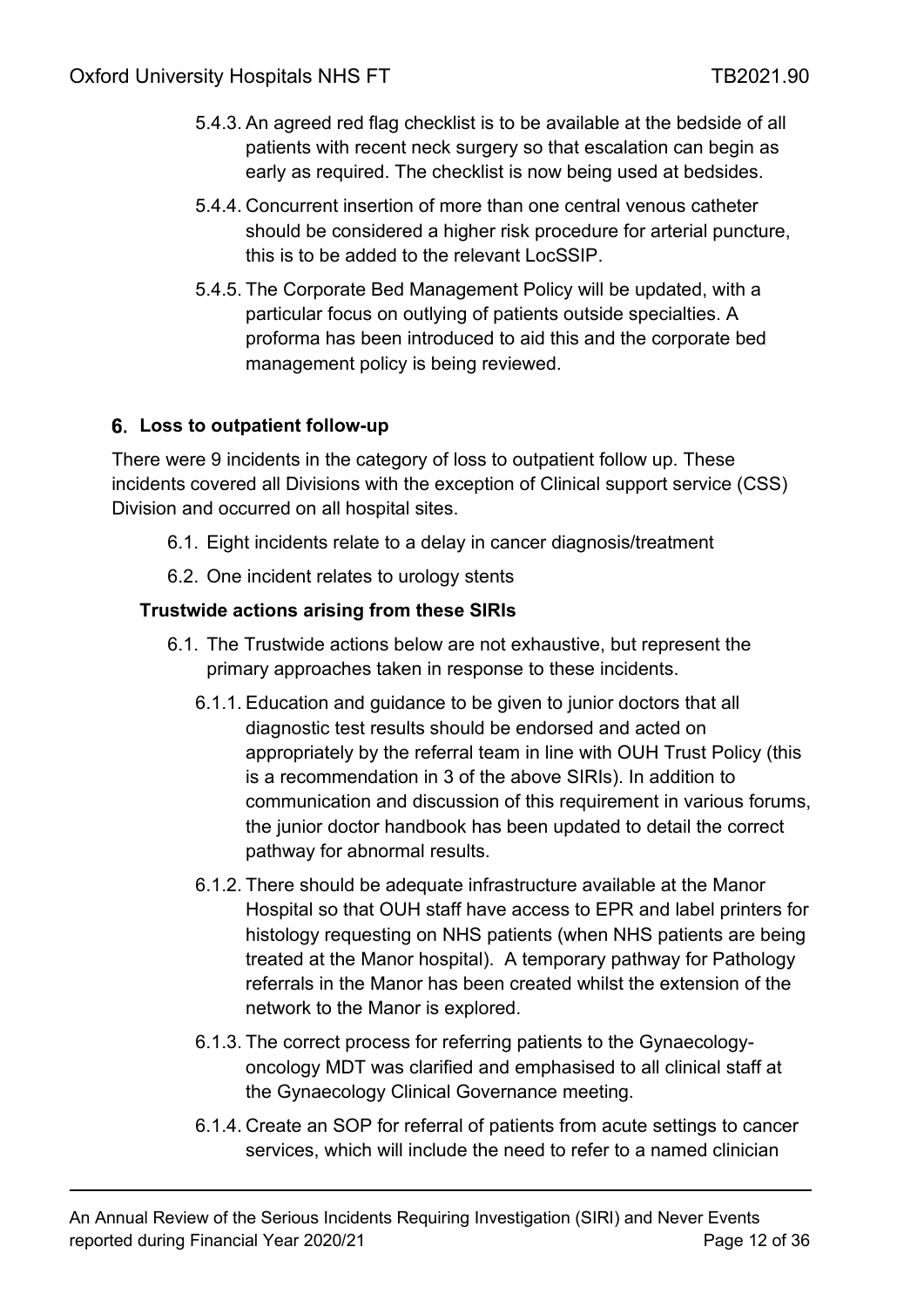5.4.3. An agreed red flag checklist is to be available at the bedside of all patients with recent neck surgery so that escalation can begin as early as required. The checklist is now being used at bedsides.

5.4.4. Concurrent insertion of more than one central venous catheter should be considered a higher risk procedure for arterial puncture, this is to be added to the relevant LocSSIP.

5.4.5. The Corporate Bed Management Policy will be updated, with a particular focus on outlying of patients outside specialties. A proforma has been introduced to aid this and the corporate bed management policy is being reviewed.

## 6. Loss to outpatient follow-up

There were 9 incidents in the category of loss to outpatient follow up. These incidents covered all Divisions with the exception of Clinical support service (CSS) Division and occurred on all hospital sites.

6.1. Eight incidents relate to a delay in cancer diagnosis/treatment

6.2. One incident relates to urology stents

### Trustwide actions arising from these SIRIs

6.1. The Trustwide actions below are not exhaustive, but represent the primary approaches taken in response to these incidents.

6.1.1. Education and guidance to be given to junior doctors that all diagnostic test results should be endorsed and acted on appropriately by the referral team in line with OUH Trust Policy (this is a recommendation in 3 of the above SIRIs). In addition to communication and discussion of this requirement in various forums, the junior doctor handbook has been updated to detail the correct pathway for abnormal results.

6.1.2. There should be adequate infrastructure available at the Manor Hospital so that OUH staff have access to EPR and label printers for histology requesting on NHS patients (when NHS patients are being treated at the Manor hospital). A temporary pathway for Pathology referrals in the Manor has been created whilst the extension of the network to the Manor is explored.

6.1.3. The correct process for referring patients to the Gynaecology-oncology MDT was clarified and emphasised to all clinical staff at the Gynaecology Clinical Governance meeting.

6.1.4. Create an SOP for referral of patients from acute settings to cancer services, which will include the need to refer to a named clinician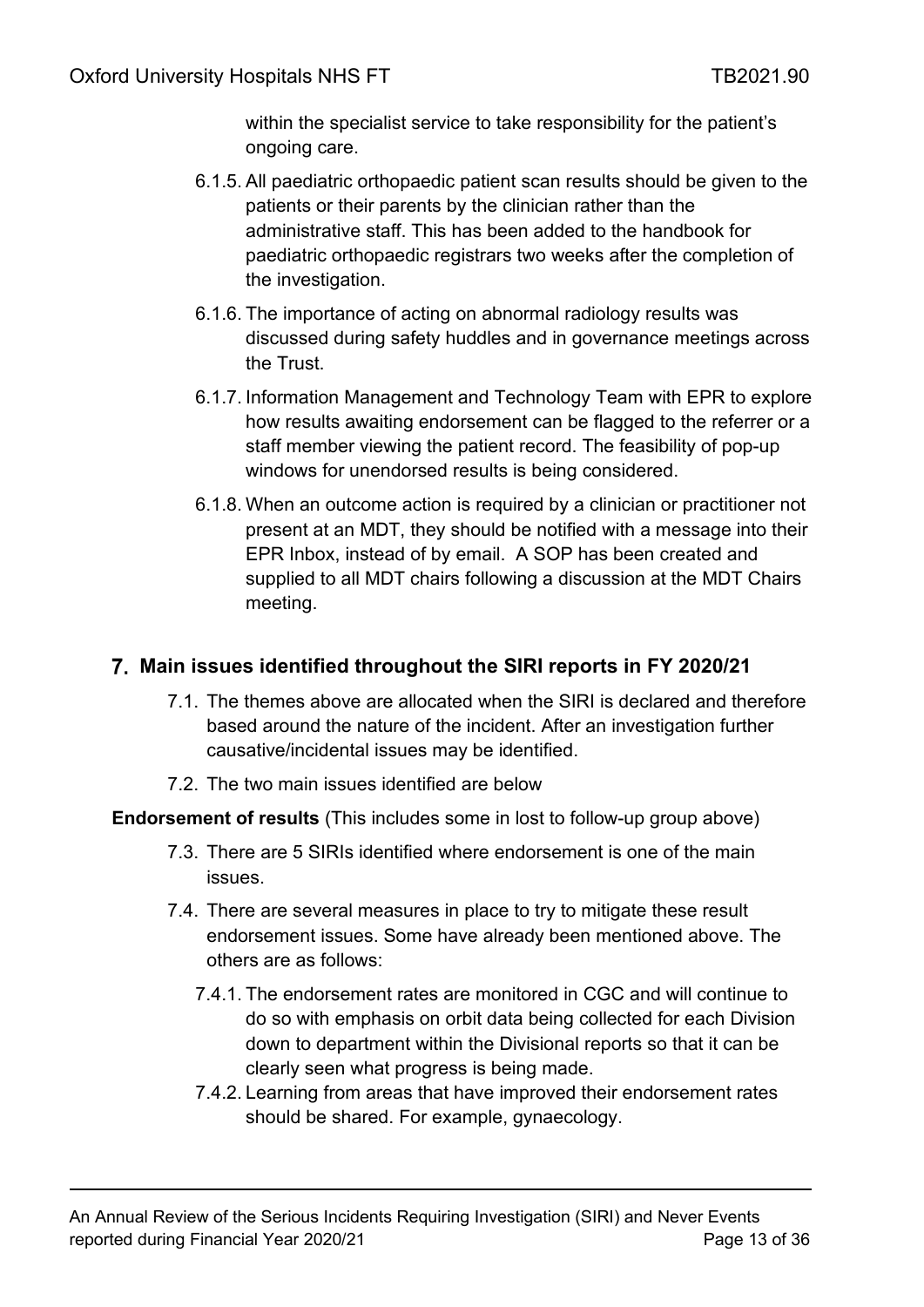within the specialist service to take responsibility for the patient's ongoing care.

6.1.5. All paediatric orthopaedic patient scan results should be given to the patients or their parents by the clinician rather than the administrative staff. This has been added to the handbook for paediatric orthopaedic registrars two weeks after the completion of the investigation.

6.1.6. The importance of acting on abnormal radiology results was discussed during safety huddles and in governance meetings across the Trust.

6.1.7. Information Management and Technology Team with EPR to explore how results awaiting endorsement can be flagged to the referrer or a staff member viewing the patient record. The feasibility of pop-up windows for unendorsed results is being considered.

6.1.8. When an outcome action is required by a clinician or practitioner not present at an MDT, they should be notified with a message into their EPR Inbox, instead of by email. A SOP has been created and supplied to all MDT chairs following a discussion at the MDT Chairs meeting.

## 7. Main issues identified throughout the SIRI reports in FY 2020/21

7.1. The themes above are allocated when the SIRI is declared and therefore based around the nature of the incident. After an investigation further causative/incidental issues may be identified.

7.2. The two main issues identified are below

**Endorsement of results** (This includes some in lost to follow-up group above)

7.3. There are 5 SIRIs identified where endorsement is one of the main issues.

7.4. There are several measures in place to try to mitigate these result endorsement issues. Some have already been mentioned above. The others are as follows:

7.4.1. The endorsement rates are monitored in CGC and will continue to do so with emphasis on orbit data being collected for each Division down to department within the Divisional reports so that it can be clearly seen what progress is being made.

7.4.2. Learning from areas that have improved their endorsement rates should be shared. For example, gynaecology.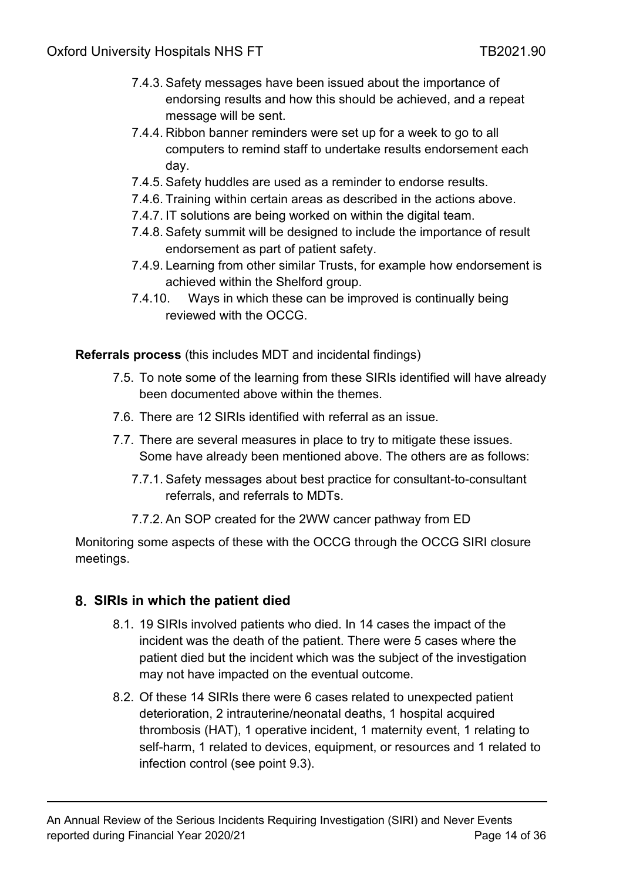7.4.3. Safety messages have been issued about the importance of endorsing results and how this should be achieved, and a repeat message will be sent.

7.4.4. Ribbon banner reminders were set up for a week to go to all computers to remind staff to undertake results endorsement each day.

7.4.5. Safety huddles are used as a reminder to endorse results.

7.4.6. Training within certain areas as described in the actions above.

7.4.7. IT solutions are being worked on within the digital team.

7.4.8. Safety summit will be designed to include the importance of result endorsement as part of patient safety.

7.4.9. Learning from other similar Trusts, for example how endorsement is achieved within the Shelford group.

7.4.10. Ways in which these can be improved is continually being reviewed with the OCCG.

**Referrals process** (this includes MDT and incidental findings)

7.5. To note some of the learning from these SIRIs identified will have already been documented above within the themes.

7.6. There are 12 SIRIs identified with referral as an issue.

7.7. There are several measures in place to try to mitigate these issues. Some have already been mentioned above. The others are as follows:

7.7.1. Safety messages about best practice for consultant-to-consultant referrals, and referrals to MDTs.

7.7.2. An SOP created for the 2WW cancer pathway from ED

Monitoring some aspects of these with the OCCG through the OCCG SIRI closure meetings.

## 8. SIRIs in which the patient died

8.1. 19 SIRIs involved patients who died. In 14 cases the impact of the incident was the death of the patient. There were 5 cases where the patient died but the incident which was the subject of the investigation may not have impacted on the eventual outcome.

8.2. Of these 14 SIRIs there were 6 cases related to unexpected patient deterioration, 2 intrauterine/neonatal deaths, 1 hospital acquired thrombosis (HAT), 1 operative incident, 1 maternity event, 1 relating to self-harm, 1 related to devices, equipment, or resources and 1 related to infection control (see point 9.3).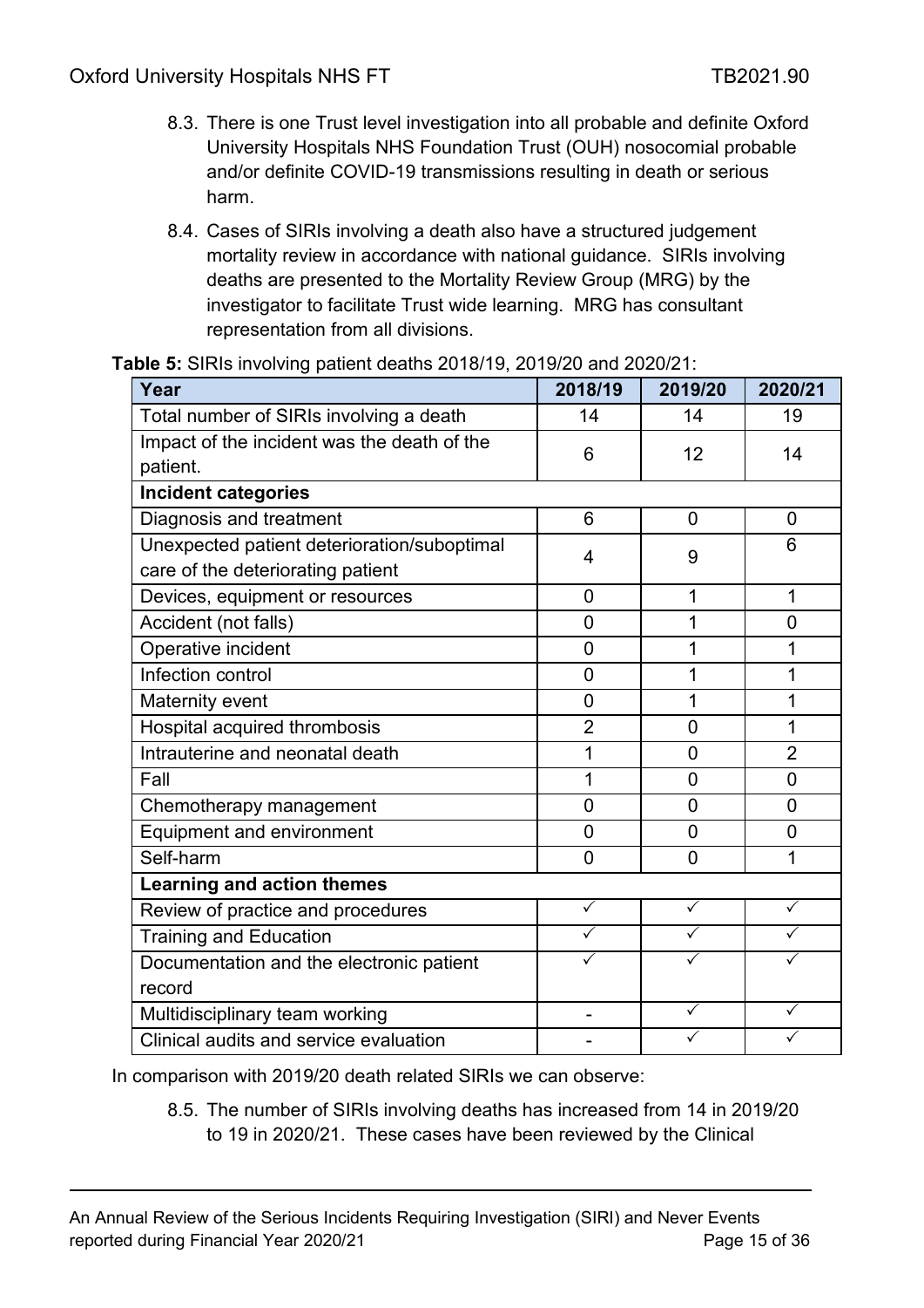8.3. There is one Trust level investigation into all probable and definite Oxford University Hospitals NHS Foundation Trust (OUH) nosocomial probable and/or definite COVID-19 transmissions resulting in death or serious harm.

8.4. Cases of SIRIs involving a death also have a structured judgement mortality review in accordance with national guidance. SIRIs involving deaths are presented to the Mortality Review Group (MRG) by the investigator to facilitate Trust wide learning. MRG has consultant representation from all divisions.

**Table 5:** SIRIs involving patient deaths 2018/19, 2019/20 and 2020/21:

| Year | 2018/19 | 2019/20 | 2020/21 |
|---|---|---|---|
| Total number of SIRIs involving a death | 14 | 14 | 19 |
| Impact of the incident was the death of the patient. | 6 | 12 | 14 |
| **Incident categories** | | | |
| Diagnosis and treatment | 6 | 0 | 0 |
| Unexpected patient deterioration/suboptimal care of the deteriorating patient | 4 | 9 | 6 |
| Devices, equipment or resources | 0 | 1 | 1 |
| Accident (not falls) | 0 | 1 | 0 |
| Operative incident | 0 | 1 | 1 |
| Infection control | 0 | 1 | 1 |
| Maternity event | 0 | 1 | 1 |
| Hospital acquired thrombosis | 2 | 0 | 1 |
| Intrauterine and neonatal death | 1 | 0 | 2 |
| Fall | 1 | 0 | 0 |
| Chemotherapy management | 0 | 0 | 0 |
| Equipment and environment | 0 | 0 | 0 |
| Self-harm | 0 | 0 | 1 |
| **Learning and action themes** | | | |
| Review of practice and procedures | ✓ | ✓ | ✓ |
| Training and Education | ✓ | ✓ | ✓ |
| Documentation and the electronic patient record | ✓ | ✓ | ✓ |
| Multidisciplinary team working | - | ✓ | ✓ |
| Clinical audits and service evaluation | - | ✓ | ✓ |

In comparison with 2019/20 death related SIRIs we can observe:

8.5. The number of SIRIs involving deaths has increased from 14 in 2019/20 to 19 in 2020/21. These cases have been reviewed by the Clinical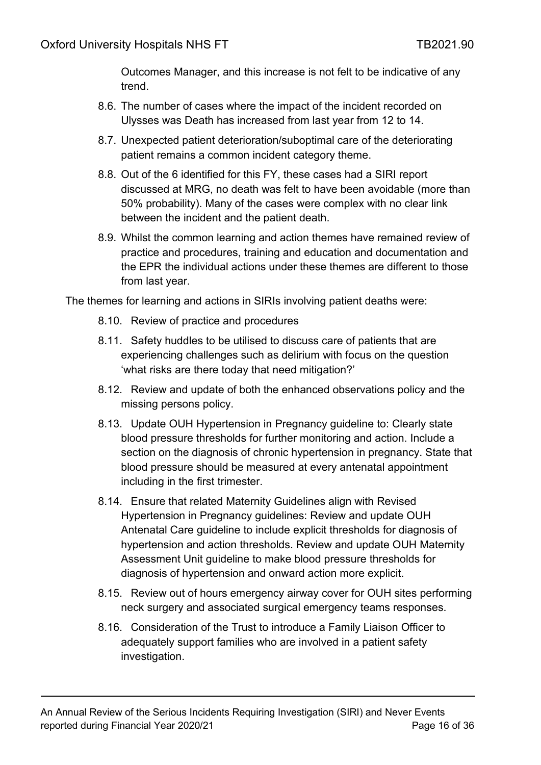Outcomes Manager, and this increase is not felt to be indicative of any trend.

8.6. The number of cases where the impact of the incident recorded on Ulysses was Death has increased from last year from 12 to 14.

8.7. Unexpected patient deterioration/suboptimal care of the deteriorating patient remains a common incident category theme.

8.8. Out of the 6 identified for this FY, these cases had a SIRI report discussed at MRG, no death was felt to have been avoidable (more than 50% probability). Many of the cases were complex with no clear link between the incident and the patient death.

8.9. Whilst the common learning and action themes have remained review of practice and procedures, training and education and documentation and the EPR the individual actions under these themes are different to those from last year.

The themes for learning and actions in SIRIs involving patient deaths were:

8.10. Review of practice and procedures

8.11. Safety huddles to be utilised to discuss care of patients that are experiencing challenges such as delirium with focus on the question 'what risks are there today that need mitigation?'

8.12. Review and update of both the enhanced observations policy and the missing persons policy.

8.13. Update OUH Hypertension in Pregnancy guideline to: Clearly state blood pressure thresholds for further monitoring and action. Include a section on the diagnosis of chronic hypertension in pregnancy. State that blood pressure should be measured at every antenatal appointment including in the first trimester.

8.14. Ensure that related Maternity Guidelines align with Revised Hypertension in Pregnancy guidelines: Review and update OUH Antenatal Care guideline to include explicit thresholds for diagnosis of hypertension and action thresholds. Review and update OUH Maternity Assessment Unit guideline to make blood pressure thresholds for diagnosis of hypertension and onward action more explicit.

8.15. Review out of hours emergency airway cover for OUH sites performing neck surgery and associated surgical emergency teams responses.

8.16. Consideration of the Trust to introduce a Family Liaison Officer to adequately support families who are involved in a patient safety investigation.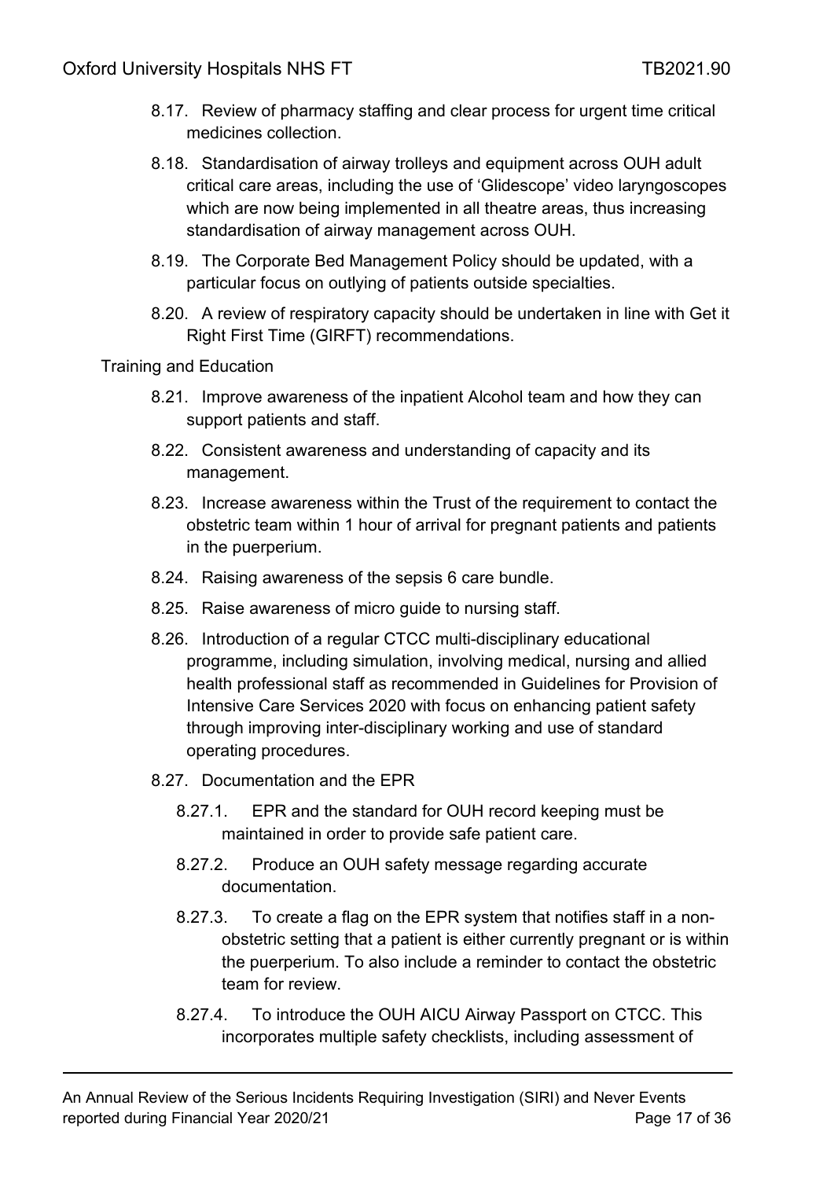8.17. Review of pharmacy staffing and clear process for urgent time critical medicines collection.

8.18. Standardisation of airway trolleys and equipment across OUH adult critical care areas, including the use of 'Glidescope' video laryngoscopes which are now being implemented in all theatre areas, thus increasing standardisation of airway management across OUH.

8.19. The Corporate Bed Management Policy should be updated, with a particular focus on outlying of patients outside specialties.

8.20. A review of respiratory capacity should be undertaken in line with Get it Right First Time (GIRFT) recommendations.

Training and Education

8.21. Improve awareness of the inpatient Alcohol team and how they can support patients and staff.

8.22. Consistent awareness and understanding of capacity and its management.

8.23. Increase awareness within the Trust of the requirement to contact the obstetric team within 1 hour of arrival for pregnant patients and patients in the puerperium.

8.24. Raising awareness of the sepsis 6 care bundle.

8.25. Raise awareness of micro guide to nursing staff.

8.26. Introduction of a regular CTCC multi-disciplinary educational programme, including simulation, involving medical, nursing and allied health professional staff as recommended in Guidelines for Provision of Intensive Care Services 2020 with focus on enhancing patient safety through improving inter-disciplinary working and use of standard operating procedures.

8.27. Documentation and the EPR

8.27.1. EPR and the standard for OUH record keeping must be maintained in order to provide safe patient care.

8.27.2. Produce an OUH safety message regarding accurate documentation.

8.27.3. To create a flag on the EPR system that notifies staff in a non-obstetric setting that a patient is either currently pregnant or is within the puerperium. To also include a reminder to contact the obstetric team for review.

8.27.4. To introduce the OUH AICU Airway Passport on CTCC. This incorporates multiple safety checklists, including assessment of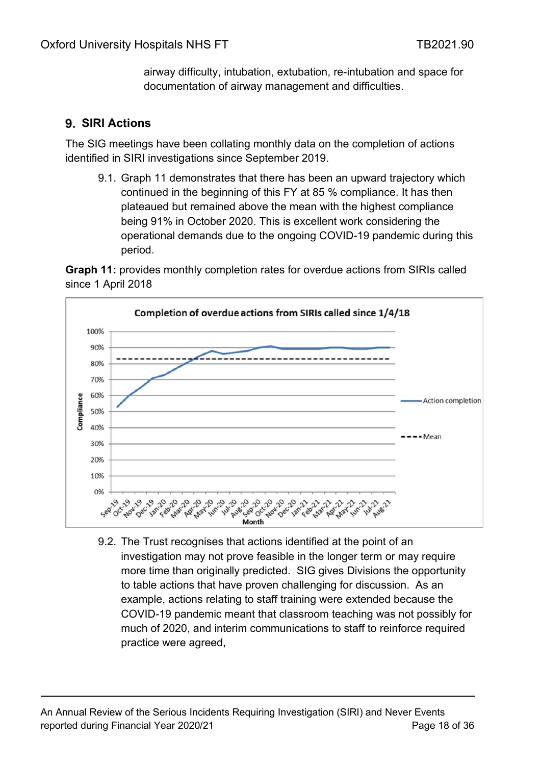airway difficulty, intubation, extubation, re-intubation and space for documentation of airway management and difficulties.

## 9. SIRI Actions

The SIG meetings have been collating monthly data on the completion of actions identified in SIRI investigations since September 2019.

9.1. Graph 11 demonstrates that there has been an upward trajectory which continued in the beginning of this FY at 85 % compliance. It has then plateaued but remained above the mean with the highest compliance being 91% in October 2020. This is excellent work considering the operational demands due to the ongoing COVID-19 pandemic during this period.

**Graph 11:** provides monthly completion rates for overdue actions from SIRIs called since 1 April 2018

9.2. The Trust recognises that actions identified at the point of an investigation may not prove feasible in the longer term or may require more time than originally predicted. SIG gives Divisions the opportunity to table actions that have proven challenging for discussion. As an example, actions relating to staff training were extended because the COVID-19 pandemic meant that classroom teaching was not possibly for much of 2020, and interim communications to staff to reinforce required practice were agreed,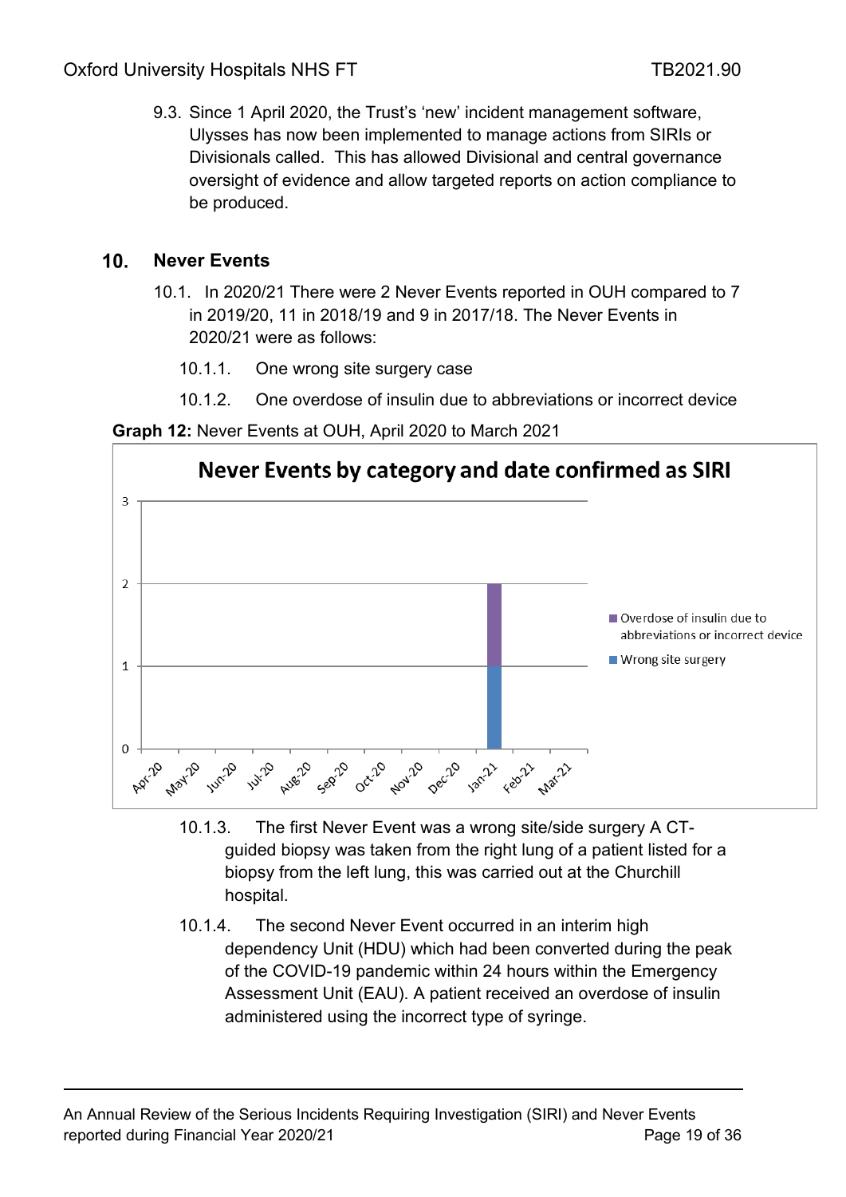9.3. Since 1 April 2020, the Trust's 'new' incident management software, Ulysses has now been implemented to manage actions from SIRIs or Divisionals called. This has allowed Divisional and central governance oversight of evidence and allow targeted reports on action compliance to be produced.

## 10. Never Events

10.1. In 2020/21 There were 2 Never Events reported in OUH compared to 7 in 2019/20, 11 in 2018/19 and 9 in 2017/18. The Never Events in 2020/21 were as follows:

10.1.1. One wrong site surgery case

10.1.2. One overdose of insulin due to abbreviations or incorrect device

**Graph 12:** Never Events at OUH, April 2020 to March 2021

10.1.3. The first Never Event was a wrong site/side surgery A CT-guided biopsy was taken from the right lung of a patient listed for a biopsy from the left lung, this was carried out at the Churchill hospital.

10.1.4. The second Never Event occurred in an interim high dependency Unit (HDU) which had been converted during the peak of the COVID-19 pandemic within 24 hours within the Emergency Assessment Unit (EAU). A patient received an overdose of insulin administered using the incorrect type of syringe.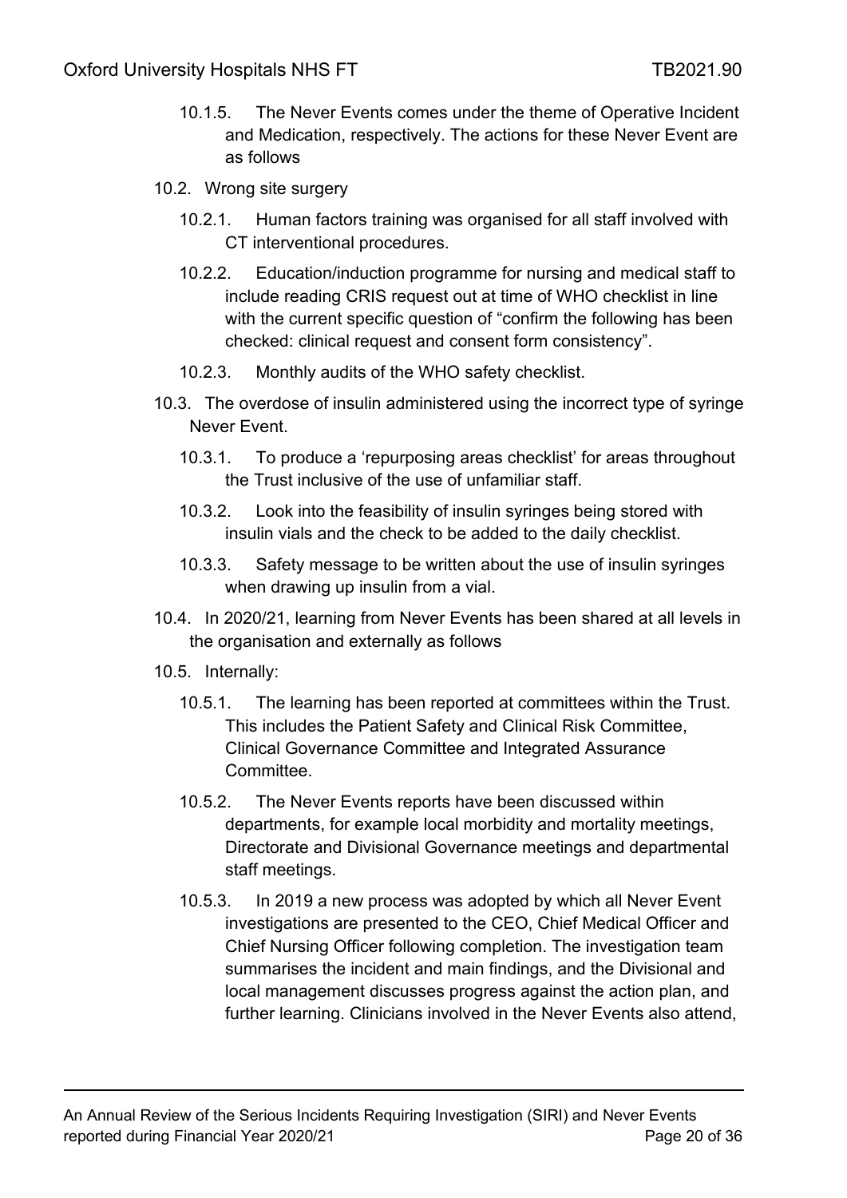10.1.5. The Never Events comes under the theme of Operative Incident and Medication, respectively. The actions for these Never Event are as follows

10.2. Wrong site surgery

10.2.1. Human factors training was organised for all staff involved with CT interventional procedures.

10.2.2. Education/induction programme for nursing and medical staff to include reading CRIS request out at time of WHO checklist in line with the current specific question of "confirm the following has been checked: clinical request and consent form consistency".

10.2.3. Monthly audits of the WHO safety checklist.

10.3. The overdose of insulin administered using the incorrect type of syringe Never Event.

10.3.1. To produce a 'repurposing areas checklist' for areas throughout the Trust inclusive of the use of unfamiliar staff.

10.3.2. Look into the feasibility of insulin syringes being stored with insulin vials and the check to be added to the daily checklist.

10.3.3. Safety message to be written about the use of insulin syringes when drawing up insulin from a vial.

10.4. In 2020/21, learning from Never Events has been shared at all levels in the organisation and externally as follows

10.5. Internally:

10.5.1. The learning has been reported at committees within the Trust. This includes the Patient Safety and Clinical Risk Committee, Clinical Governance Committee and Integrated Assurance Committee.

10.5.2. The Never Events reports have been discussed within departments, for example local morbidity and mortality meetings, Directorate and Divisional Governance meetings and departmental staff meetings.

10.5.3. In 2019 a new process was adopted by which all Never Event investigations are presented to the CEO, Chief Medical Officer and Chief Nursing Officer following completion. The investigation team summarises the incident and main findings, and the Divisional and local management discusses progress against the action plan, and further learning. Clinicians involved in the Never Events also attend,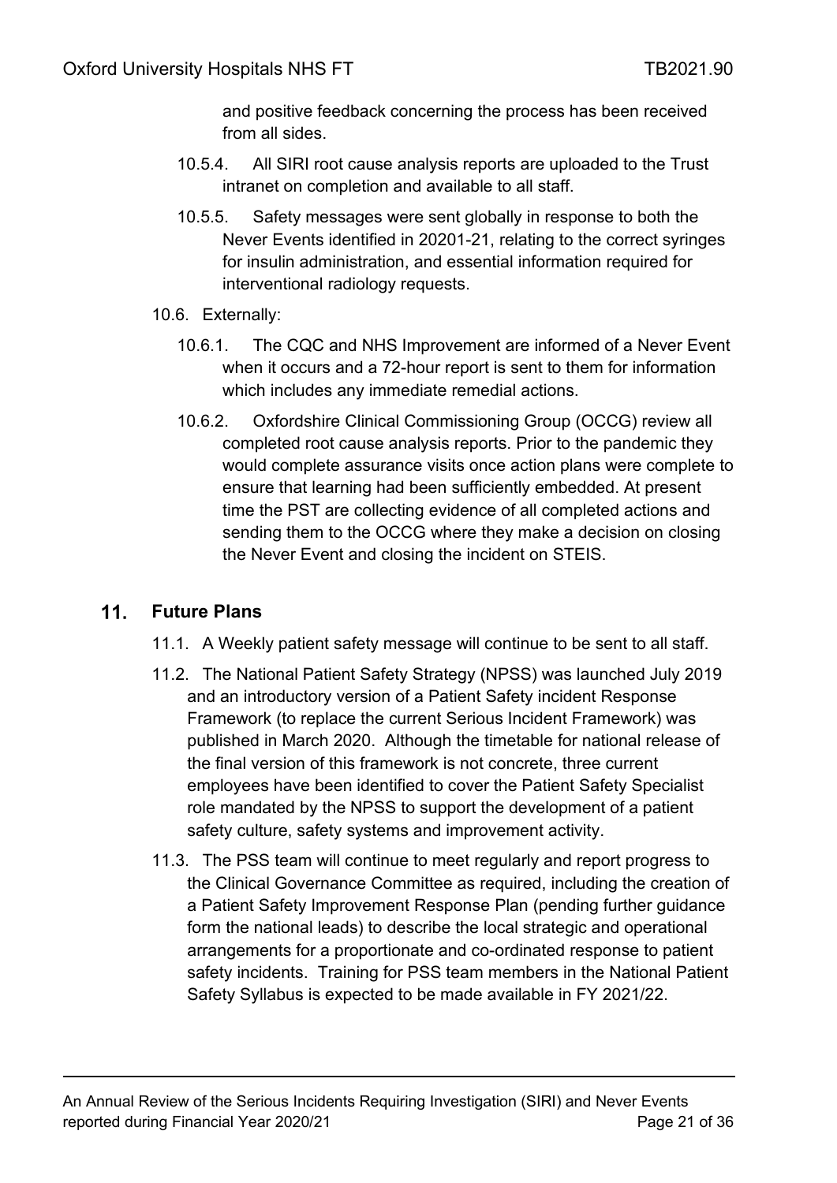and positive feedback concerning the process has been received from all sides.

10.5.4. All SIRI root cause analysis reports are uploaded to the Trust intranet on completion and available to all staff.

10.5.5. Safety messages were sent globally in response to both the Never Events identified in 20201-21, relating to the correct syringes for insulin administration, and essential information required for interventional radiology requests.

10.6. Externally:

10.6.1. The CQC and NHS Improvement are informed of a Never Event when it occurs and a 72-hour report is sent to them for information which includes any immediate remedial actions.

10.6.2. Oxfordshire Clinical Commissioning Group (OCCG) review all completed root cause analysis reports. Prior to the pandemic they would complete assurance visits once action plans were complete to ensure that learning had been sufficiently embedded. At present time the PST are collecting evidence of all completed actions and sending them to the OCCG where they make a decision on closing the Never Event and closing the incident on STEIS.

## 11. Future Plans

11.1. A Weekly patient safety message will continue to be sent to all staff.

11.2. The National Patient Safety Strategy (NPSS) was launched July 2019 and an introductory version of a Patient Safety incident Response Framework (to replace the current Serious Incident Framework) was published in March 2020. Although the timetable for national release of the final version of this framework is not concrete, three current employees have been identified to cover the Patient Safety Specialist role mandated by the NPSS to support the development of a patient safety culture, safety systems and improvement activity.

11.3. The PSS team will continue to meet regularly and report progress to the Clinical Governance Committee as required, including the creation of a Patient Safety Improvement Response Plan (pending further guidance form the national leads) to describe the local strategic and operational arrangements for a proportionate and co-ordinated response to patient safety incidents. Training for PSS team members in the National Patient Safety Syllabus is expected to be made available in FY 2021/22.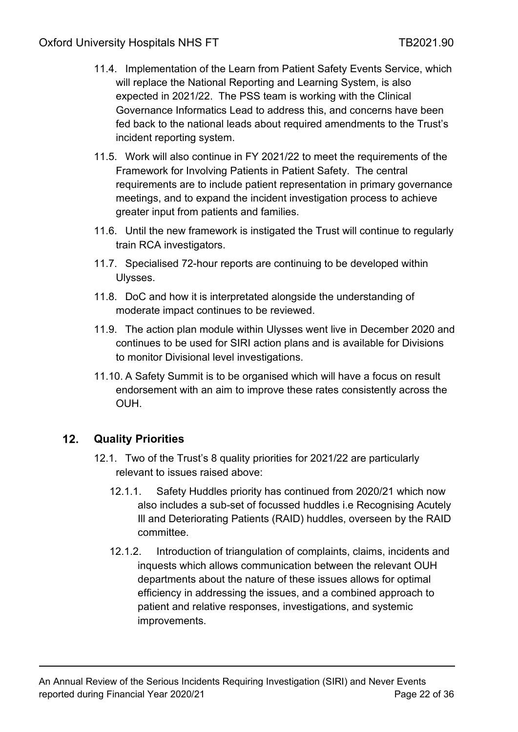11.4. Implementation of the Learn from Patient Safety Events Service, which will replace the National Reporting and Learning System, is also expected in 2021/22. The PSS team is working with the Clinical Governance Informatics Lead to address this, and concerns have been fed back to the national leads about required amendments to the Trust's incident reporting system.

11.5. Work will also continue in FY 2021/22 to meet the requirements of the Framework for Involving Patients in Patient Safety. The central requirements are to include patient representation in primary governance meetings, and to expand the incident investigation process to achieve greater input from patients and families.

11.6. Until the new framework is instigated the Trust will continue to regularly train RCA investigators.

11.7. Specialised 72-hour reports are continuing to be developed within Ulysses.

11.8. DoC and how it is interpretated alongside the understanding of moderate impact continues to be reviewed.

11.9. The action plan module within Ulysses went live in December 2020 and continues to be used for SIRI action plans and is available for Divisions to monitor Divisional level investigations.

11.10. A Safety Summit is to be organised which will have a focus on result endorsement with an aim to improve these rates consistently across the OUH.

## 12. Quality Priorities

12.1. Two of the Trust's 8 quality priorities for 2021/22 are particularly relevant to issues raised above:

12.1.1. Safety Huddles priority has continued from 2020/21 which now also includes a sub-set of focussed huddles i.e Recognising Acutely Ill and Deteriorating Patients (RAID) huddles, overseen by the RAID committee.

12.1.2. Introduction of triangulation of complaints, claims, incidents and inquests which allows communication between the relevant OUH departments about the nature of these issues allows for optimal efficiency in addressing the issues, and a combined approach to patient and relative responses, investigations, and systemic improvements.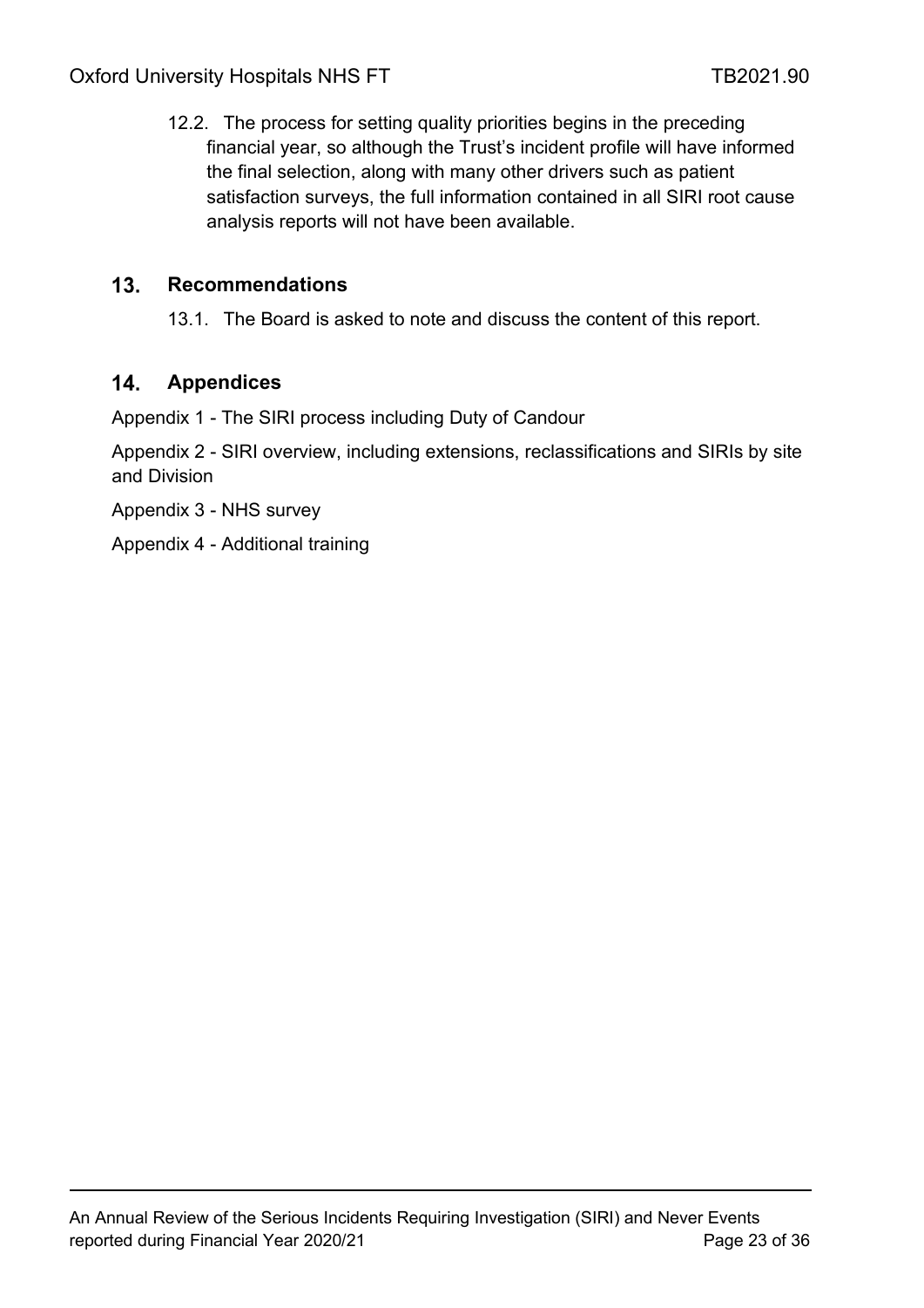12.2. The process for setting quality priorities begins in the preceding financial year, so although the Trust's incident profile will have informed the final selection, along with many other drivers such as patient satisfaction surveys, the full information contained in all SIRI root cause analysis reports will not have been available.

## 13. Recommendations

13.1. The Board is asked to note and discuss the content of this report.

## 14. Appendices

Appendix 1 - The SIRI process including Duty of Candour

Appendix 2 - SIRI overview, including extensions, reclassifications and SIRIs by site and Division

Appendix 3 - NHS survey

Appendix 4 - Additional training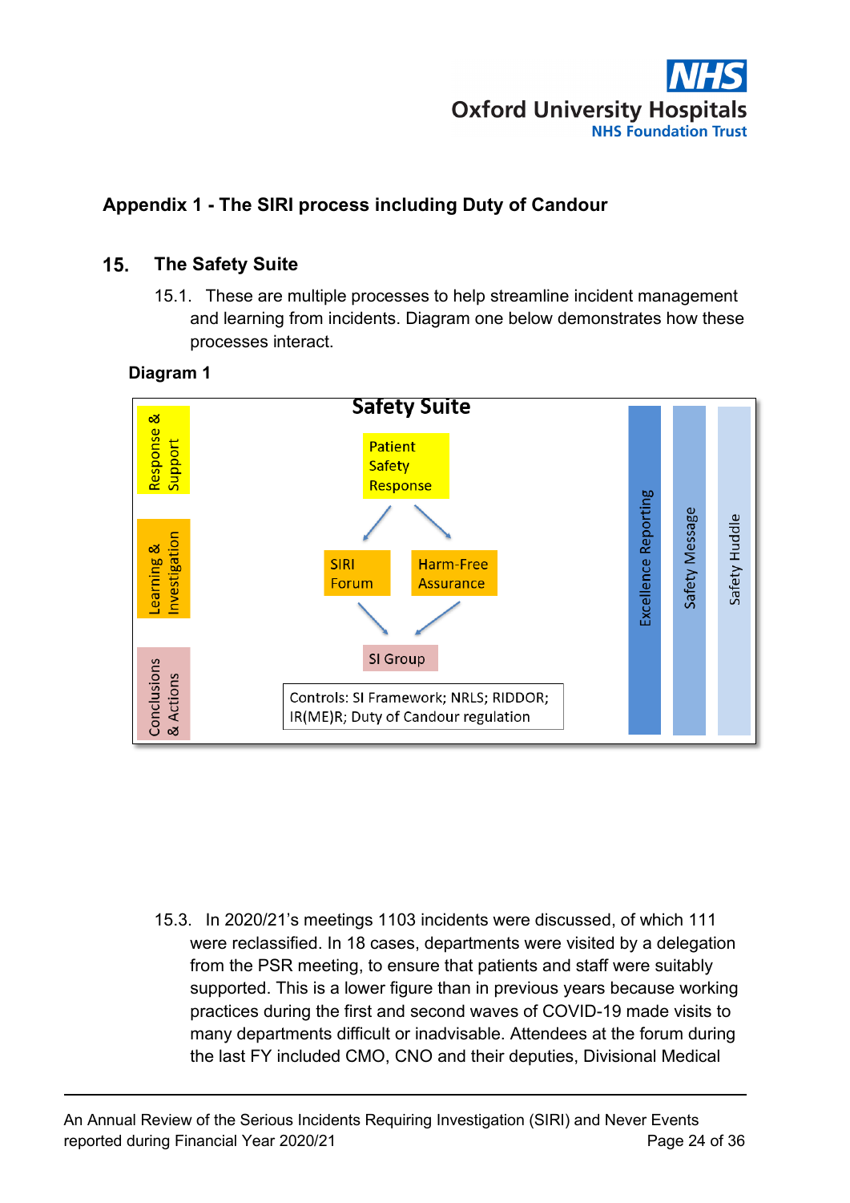## Appendix 1 - The SIRI process including Duty of Candour

### 15. The Safety Suite

15.1. These are multiple processes to help streamline incident management and learning from incidents. Diagram one below demonstrates how these processes interact.

**Diagram 1**

Safety Suite

Response & Support

Learning & Investigation

Conclusions & Actions

Patient Safety Response

SIRI Forum

Harm-Free Assurance

SI Group

Controls: SI Framework; NRLS; RIDDOR; IR(ME)R; Duty of Candour regulation

Excellence Reporting

Safety Message

Safety Huddle

15.3. In 2020/21's meetings 1103 incidents were discussed, of which 111 were reclassified. In 18 cases, departments were visited by a delegation from the PSR meeting, to ensure that patients and staff were suitably supported. This is a lower figure than in previous years because working practices during the first and second waves of COVID-19 made visits to many departments difficult or inadvisable. Attendees at the forum during the last FY included CMO, CNO and their deputies, Divisional Medical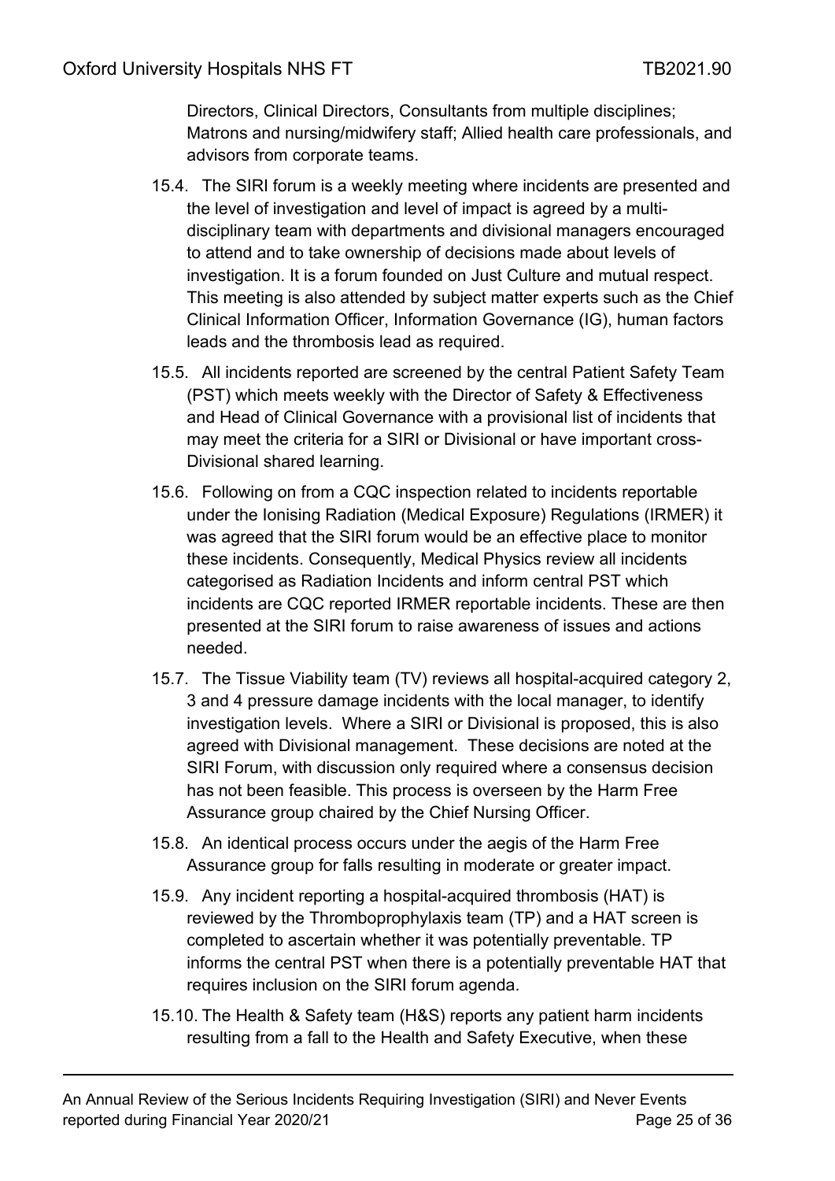Directors, Clinical Directors, Consultants from multiple disciplines; Matrons and nursing/midwifery staff; Allied health care professionals, and advisors from corporate teams.

15.4. The SIRI forum is a weekly meeting where incidents are presented and the level of investigation and level of impact is agreed by a multi-disciplinary team with departments and divisional managers encouraged to attend and to take ownership of decisions made about levels of investigation. It is a forum founded on Just Culture and mutual respect. This meeting is also attended by subject matter experts such as the Chief Clinical Information Officer, Information Governance (IG), human factors leads and the thrombosis lead as required.

15.5. All incidents reported are screened by the central Patient Safety Team (PST) which meets weekly with the Director of Safety & Effectiveness and Head of Clinical Governance with a provisional list of incidents that may meet the criteria for a SIRI or Divisional or have important cross-Divisional shared learning.

15.6. Following on from a CQC inspection related to incidents reportable under the Ionising Radiation (Medical Exposure) Regulations (IRMER) it was agreed that the SIRI forum would be an effective place to monitor these incidents. Consequently, Medical Physics review all incidents categorised as Radiation Incidents and inform central PST which incidents are CQC reported IRMER reportable incidents. These are then presented at the SIRI forum to raise awareness of issues and actions needed.

15.7. The Tissue Viability team (TV) reviews all hospital-acquired category 2, 3 and 4 pressure damage incidents with the local manager, to identify investigation levels. Where a SIRI or Divisional is proposed, this is also agreed with Divisional management. These decisions are noted at the SIRI Forum, with discussion only required where a consensus decision has not been feasible. This process is overseen by the Harm Free Assurance group chaired by the Chief Nursing Officer.

15.8. An identical process occurs under the aegis of the Harm Free Assurance group for falls resulting in moderate or greater impact.

15.9. Any incident reporting a hospital-acquired thrombosis (HAT) is reviewed by the Thromboprophylaxis team (TP) and a HAT screen is completed to ascertain whether it was potentially preventable. TP informs the central PST when there is a potentially preventable HAT that requires inclusion on the SIRI forum agenda.

15.10. The Health & Safety team (H&S) reports any patient harm incidents resulting from a fall to the Health and Safety Executive, when these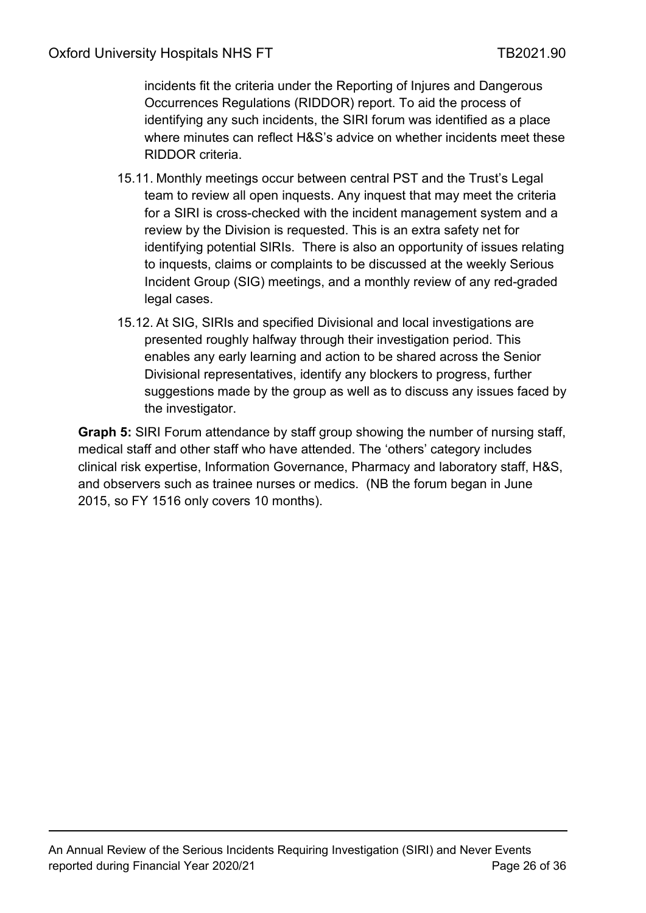incidents fit the criteria under the Reporting of Injures and Dangerous Occurrences Regulations (RIDDOR) report. To aid the process of identifying any such incidents, the SIRI forum was identified as a place where minutes can reflect H&S's advice on whether incidents meet these RIDDOR criteria.

15.11. Monthly meetings occur between central PST and the Trust's Legal team to review all open inquests. Any inquest that may meet the criteria for a SIRI is cross-checked with the incident management system and a review by the Division is requested. This is an extra safety net for identifying potential SIRIs. There is also an opportunity of issues relating to inquests, claims or complaints to be discussed at the weekly Serious Incident Group (SIG) meetings, and a monthly review of any red-graded legal cases.

15.12. At SIG, SIRIs and specified Divisional and local investigations are presented roughly halfway through their investigation period. This enables any early learning and action to be shared across the Senior Divisional representatives, identify any blockers to progress, further suggestions made by the group as well as to discuss any issues faced by the investigator.

**Graph 5:** SIRI Forum attendance by staff group showing the number of nursing staff, medical staff and other staff who have attended. The 'others' category includes clinical risk expertise, Information Governance, Pharmacy and laboratory staff, H&S, and observers such as trainee nurses or medics. (NB the forum began in June 2015, so FY 1516 only covers 10 months).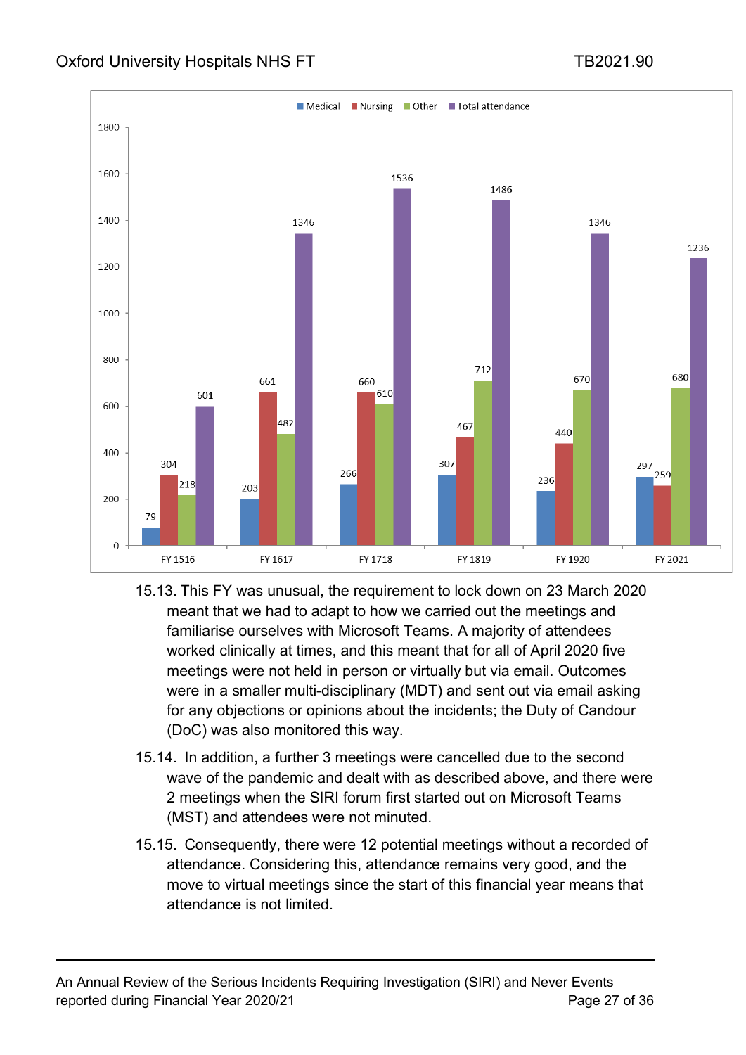| | Medical | Nursing | Other | Total attendance |
|---|---|---|---|---|
| FY 1516 | 79 | 304 | 218 | 601 |
| FY 1617 | 203 | 661 | 482 | 1346 |
| FY 1718 | 266 | 660 | 610 | 1536 |
| FY 1819 | 307 | 467 | 712 | 1486 |
| FY 1920 | 236 | 440 | 670 | 1346 |
| FY 2021 | 297 | 259 | 680 | 1236 |

15.13. This FY was unusual, the requirement to lock down on 23 March 2020 meant that we had to adapt to how we carried out the meetings and familiarise ourselves with Microsoft Teams. A majority of attendees worked clinically at times, and this meant that for all of April 2020 five meetings were not held in person or virtually but via email. Outcomes were in a smaller multi-disciplinary (MDT) and sent out via email asking for any objections or opinions about the incidents; the Duty of Candour (DoC) was also monitored this way.

15.14. In addition, a further 3 meetings were cancelled due to the second wave of the pandemic and dealt with as described above, and there were 2 meetings when the SIRI forum first started out on Microsoft Teams (MST) and attendees were not minuted.

15.15. Consequently, there were 12 potential meetings without a recorded of attendance. Considering this, attendance remains very good, and the move to virtual meetings since the start of this financial year means that attendance is not limited.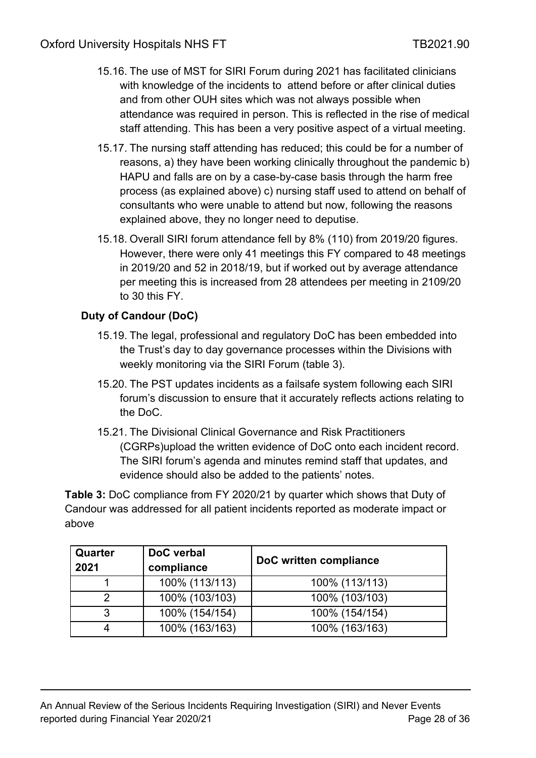15.16. The use of MST for SIRI Forum during 2021 has facilitated clinicians with knowledge of the incidents to attend before or after clinical duties and from other OUH sites which was not always possible when attendance was required in person. This is reflected in the rise of medical staff attending. This has been a very positive aspect of a virtual meeting.

15.17. The nursing staff attending has reduced; this could be for a number of reasons, a) they have been working clinically throughout the pandemic b) HAPU and falls are on by a case-by-case basis through the harm free process (as explained above) c) nursing staff used to attend on behalf of consultants who were unable to attend but now, following the reasons explained above, they no longer need to deputise.

15.18. Overall SIRI forum attendance fell by 8% (110) from 2019/20 figures. However, there were only 41 meetings this FY compared to 48 meetings in 2019/20 and 52 in 2018/19, but if worked out by average attendance per meeting this is increased from 28 attendees per meeting in 2109/20 to 30 this FY.

### Duty of Candour (DoC)

15.19. The legal, professional and regulatory DoC has been embedded into the Trust's day to day governance processes within the Divisions with weekly monitoring via the SIRI Forum (table 3).

15.20. The PST updates incidents as a failsafe system following each SIRI forum's discussion to ensure that it accurately reflects actions relating to the DoC.

15.21. The Divisional Clinical Governance and Risk Practitioners (CGRPs)upload the written evidence of DoC onto each incident record. The SIRI forum's agenda and minutes remind staff that updates, and evidence should also be added to the patients' notes.

**Table 3:** DoC compliance from FY 2020/21 by quarter which shows that Duty of Candour was addressed for all patient incidents reported as moderate impact or above

| Quarter 2021 | DoC verbal compliance | DoC written compliance |
|---|---|---|
| 1 | 100% (113/113) | 100% (113/113) |
| 2 | 100% (103/103) | 100% (103/103) |
| 3 | 100% (154/154) | 100% (154/154) |
| 4 | 100% (163/163) | 100% (163/163) |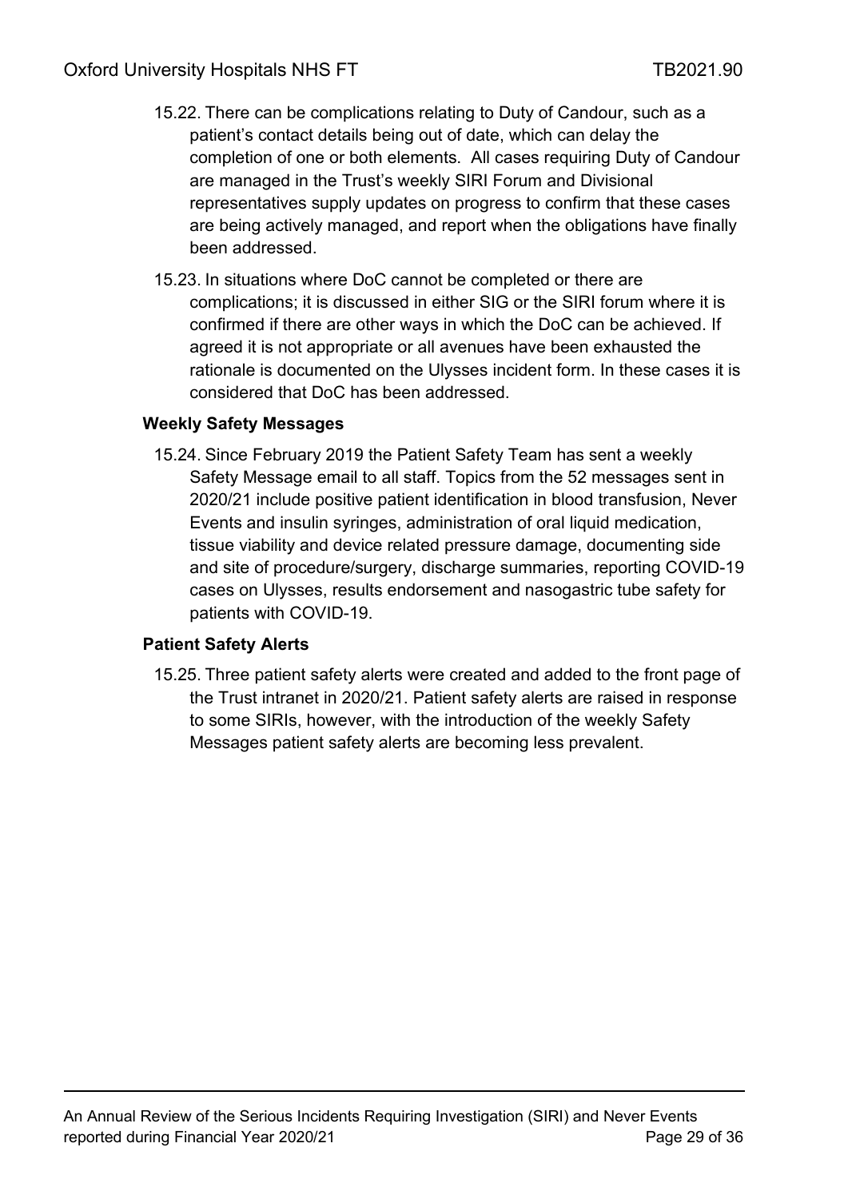15.22. There can be complications relating to Duty of Candour, such as a patient's contact details being out of date, which can delay the completion of one or both elements. All cases requiring Duty of Candour are managed in the Trust's weekly SIRI Forum and Divisional representatives supply updates on progress to confirm that these cases are being actively managed, and report when the obligations have finally been addressed.

15.23. In situations where DoC cannot be completed or there are complications; it is discussed in either SIG or the SIRI forum where it is confirmed if there are other ways in which the DoC can be achieved. If agreed it is not appropriate or all avenues have been exhausted the rationale is documented on the Ulysses incident form. In these cases it is considered that DoC has been addressed.

**Weekly Safety Messages**

15.24. Since February 2019 the Patient Safety Team has sent a weekly Safety Message email to all staff. Topics from the 52 messages sent in 2020/21 include positive patient identification in blood transfusion, Never Events and insulin syringes, administration of oral liquid medication, tissue viability and device related pressure damage, documenting side and site of procedure/surgery, discharge summaries, reporting COVID-19 cases on Ulysses, results endorsement and nasogastric tube safety for patients with COVID-19.

**Patient Safety Alerts**

15.25. Three patient safety alerts were created and added to the front page of the Trust intranet in 2020/21. Patient safety alerts are raised in response to some SIRIs, however, with the introduction of the weekly Safety Messages patient safety alerts are becoming less prevalent.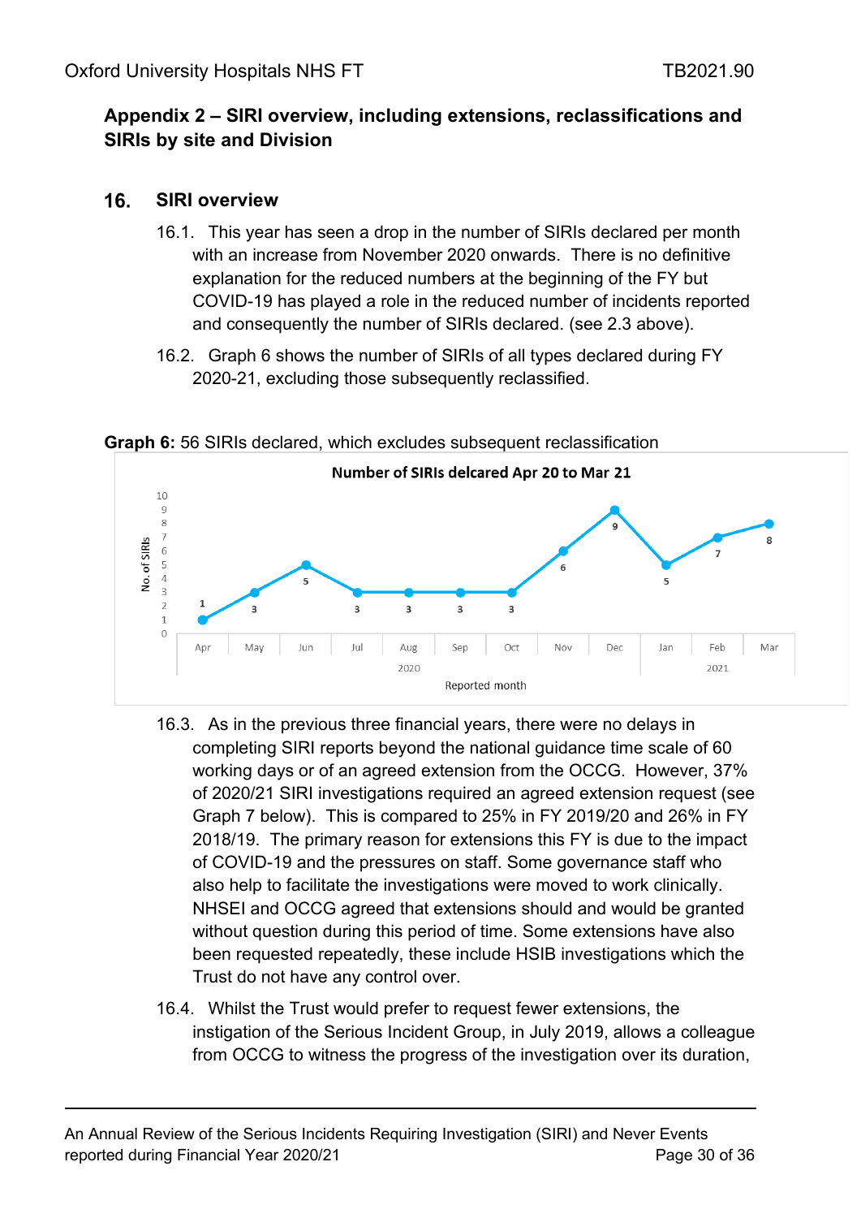## Appendix 2 – SIRI overview, including extensions, reclassifications and SIRIs by site and Division

### 16. SIRI overview

16.1. This year has seen a drop in the number of SIRIs declared per month with an increase from November 2020 onwards. There is no definitive explanation for the reduced numbers at the beginning of the FY but COVID-19 has played a role in the reduced number of incidents reported and consequently the number of SIRIs declared. (see 2.3 above).

16.2. Graph 6 shows the number of SIRIs of all types declared during FY 2020-21, excluding those subsequently reclassified.

**Graph 6:** 56 SIRIs declared, which excludes subsequent reclassification

**Number of SIRIs delcared Apr 20 to Mar 21**

| Reported month | Apr | May | Jun | Jul | Aug | Sep | Oct | Nov | Dec | Jan | Feb | Mar |
|---|---|---|---|---|---|---|---|---|---|---|---|---|
| Year | 2020 | 2020 | 2020 | 2020 | 2020 | 2020 | 2020 | 2020 | 2020 | 2021 | 2021 | 2021 |
| No. of SIRIs | 1 | 3 | 5 | 3 | 3 | 3 | 3 | 6 | 9 | 5 | 7 | 8 |

16.3. As in the previous three financial years, there were no delays in completing SIRI reports beyond the national guidance time scale of 60 working days or of an agreed extension from the OCCG. However, 37% of 2020/21 SIRI investigations required an agreed extension request (see Graph 7 below). This is compared to 25% in FY 2019/20 and 26% in FY 2018/19. The primary reason for extensions this FY is due to the impact of COVID-19 and the pressures on staff. Some governance staff who also help to facilitate the investigations were moved to work clinically. NHSEI and OCCG agreed that extensions should and would be granted without question during this period of time. Some extensions have also been requested repeatedly, these include HSIB investigations which the Trust do not have any control over.

16.4. Whilst the Trust would prefer to request fewer extensions, the instigation of the Serious Incident Group, in July 2019, allows a colleague from OCCG to witness the progress of the investigation over its duration,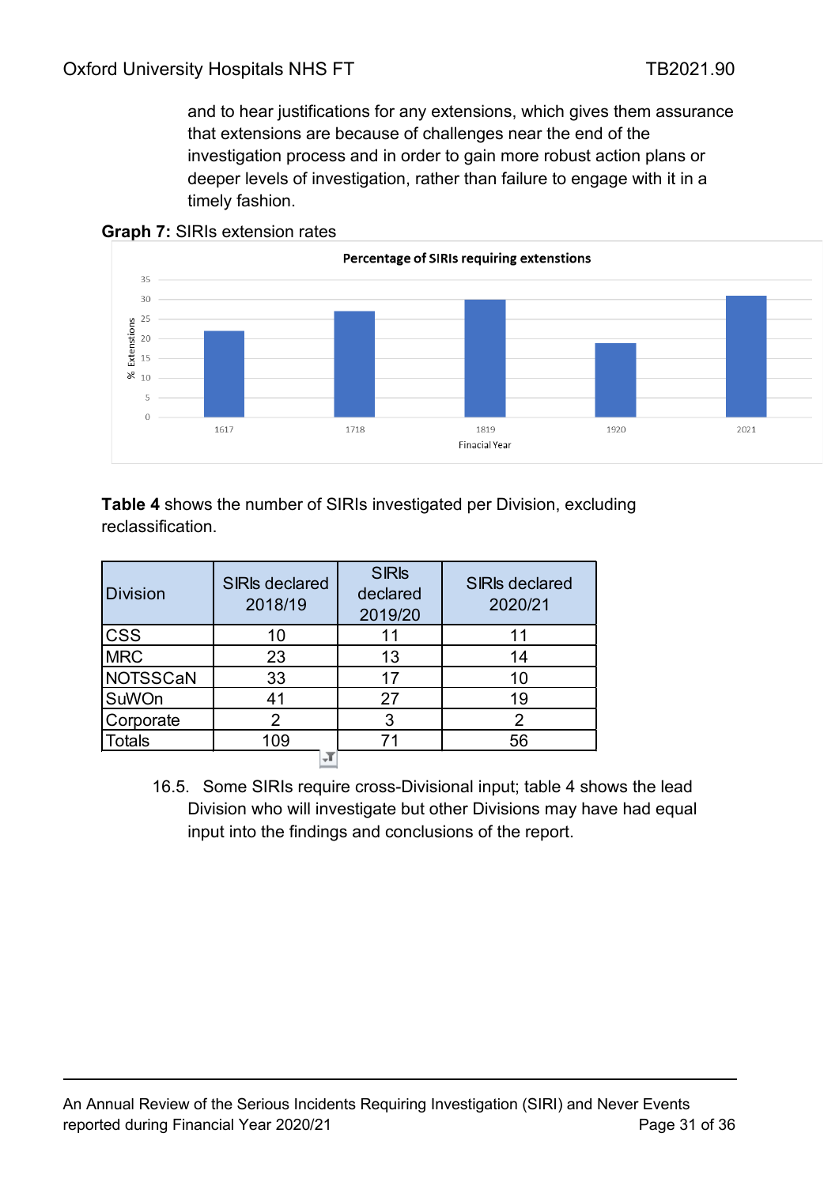and to hear justifications for any extensions, which gives them assurance that extensions are because of challenges near the end of the investigation process and in order to gain more robust action plans or deeper levels of investigation, rather than failure to engage with it in a timely fashion.

**Graph 7:** SIRIs extension rates

**Table 4** shows the number of SIRIs investigated per Division, excluding reclassification.

| Division | SIRIs declared 2018/19 | SIRIs declared 2019/20 | SIRIs declared 2020/21 |
|---|---|---|---|
| CSS | 10 | 11 | 11 |
| MRC | 23 | 13 | 14 |
| NOTSSCaN | 33 | 17 | 10 |
| SuWOn | 41 | 27 | 19 |
| Corporate | 2 | 3 | 2 |
| Totals | 109 | 71 | 56 |

16.5. Some SIRIs require cross-Divisional input; table 4 shows the lead Division who will investigate but other Divisions may have had equal input into the findings and conclusions of the report.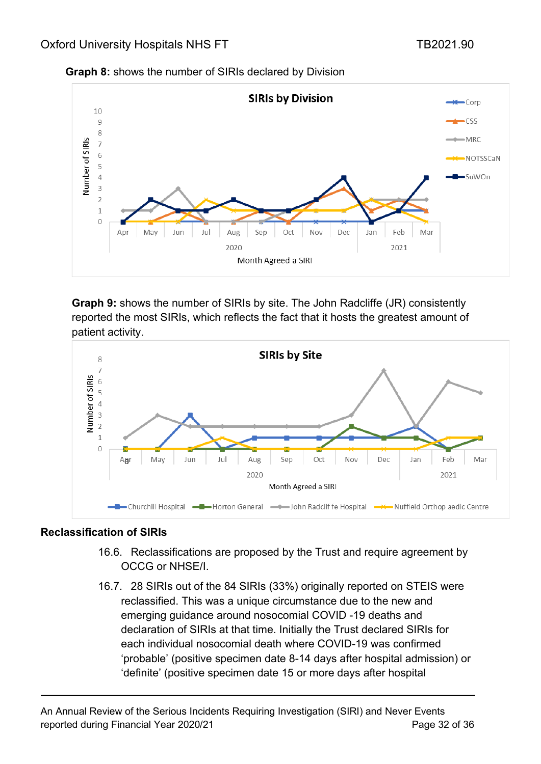**Graph 8:** shows the number of SIRIs declared by Division

**Graph 9:** shows the number of SIRIs by site. The John Radcliffe (JR) consistently reported the most SIRIs, which reflects the fact that it hosts the greatest amount of patient activity.

### Reclassification of SIRIs

16.6. Reclassifications are proposed by the Trust and require agreement by OCCG or NHSE/I.

16.7. 28 SIRIs out of the 84 SIRIs (33%) originally reported on STEIS were reclassified. This was a unique circumstance due to the new and emerging guidance around nosocomial COVID -19 deaths and declaration of SIRIs at that time. Initially the Trust declared SIRIs for each individual nosocomial death where COVID-19 was confirmed 'probable' (positive specimen date 8-14 days after hospital admission) or 'definite' (positive specimen date 15 or more days after hospital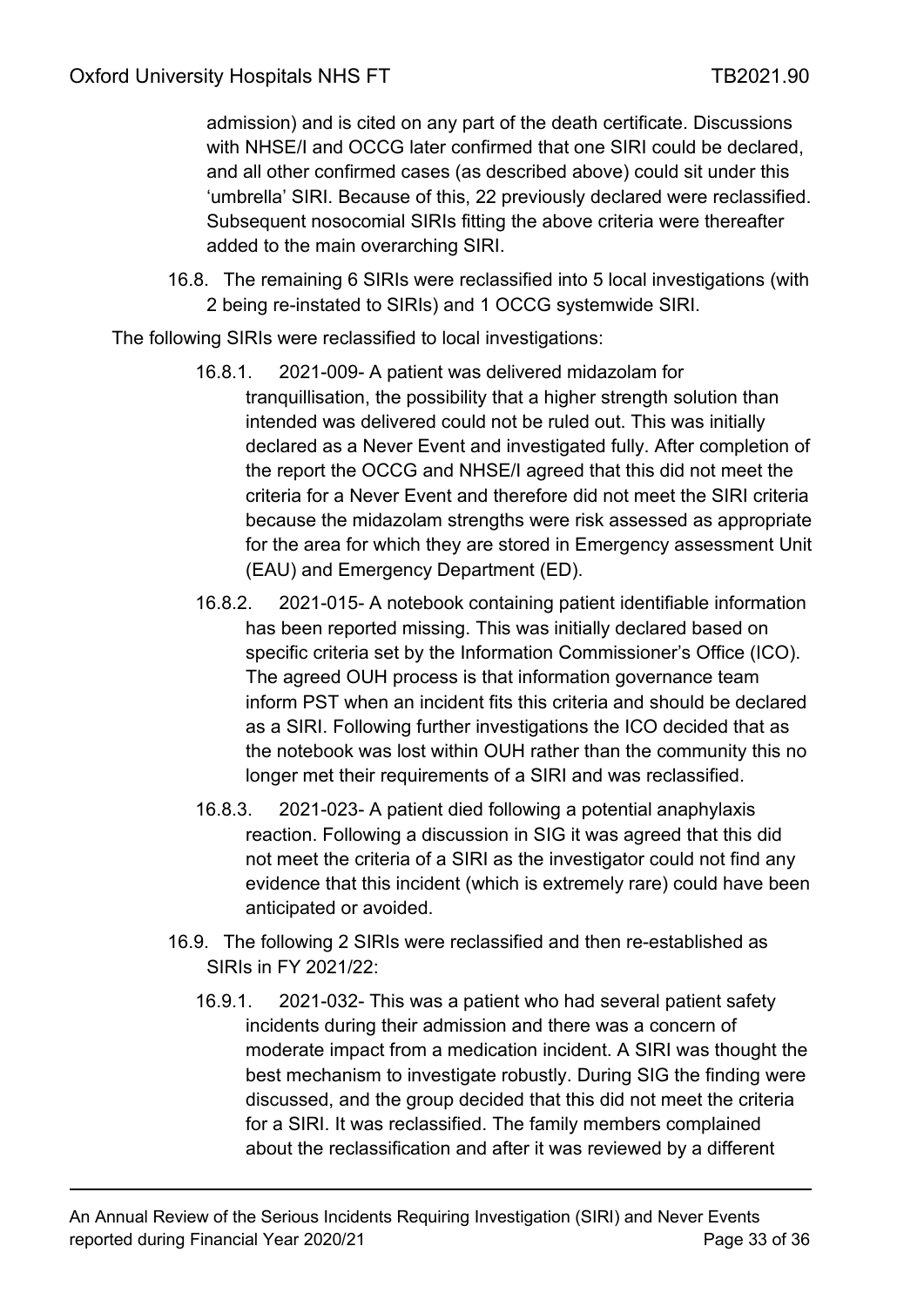admission) and is cited on any part of the death certificate. Discussions with NHSE/I and OCCG later confirmed that one SIRI could be declared, and all other confirmed cases (as described above) could sit under this 'umbrella' SIRI. Because of this, 22 previously declared were reclassified. Subsequent nosocomial SIRIs fitting the above criteria were thereafter added to the main overarching SIRI.

16.8. The remaining 6 SIRIs were reclassified into 5 local investigations (with 2 being re-instated to SIRIs) and 1 OCCG systemwide SIRI.

The following SIRIs were reclassified to local investigations:

16.8.1. 2021-009- A patient was delivered midazolam for tranquillisation, the possibility that a higher strength solution than intended was delivered could not be ruled out. This was initially declared as a Never Event and investigated fully. After completion of the report the OCCG and NHSE/I agreed that this did not meet the criteria for a Never Event and therefore did not meet the SIRI criteria because the midazolam strengths were risk assessed as appropriate for the area for which they are stored in Emergency assessment Unit (EAU) and Emergency Department (ED).

16.8.2. 2021-015- A notebook containing patient identifiable information has been reported missing. This was initially declared based on specific criteria set by the Information Commissioner's Office (ICO). The agreed OUH process is that information governance team inform PST when an incident fits this criteria and should be declared as a SIRI. Following further investigations the ICO decided that as the notebook was lost within OUH rather than the community this no longer met their requirements of a SIRI and was reclassified.

16.8.3. 2021-023- A patient died following a potential anaphylaxis reaction. Following a discussion in SIG it was agreed that this did not meet the criteria of a SIRI as the investigator could not find any evidence that this incident (which is extremely rare) could have been anticipated or avoided.

16.9. The following 2 SIRIs were reclassified and then re-established as SIRIs in FY 2021/22:

16.9.1. 2021-032- This was a patient who had several patient safety incidents during their admission and there was a concern of moderate impact from a medication incident. A SIRI was thought the best mechanism to investigate robustly. During SIG the finding were discussed, and the group decided that this did not meet the criteria for a SIRI. It was reclassified. The family members complained about the reclassification and after it was reviewed by a different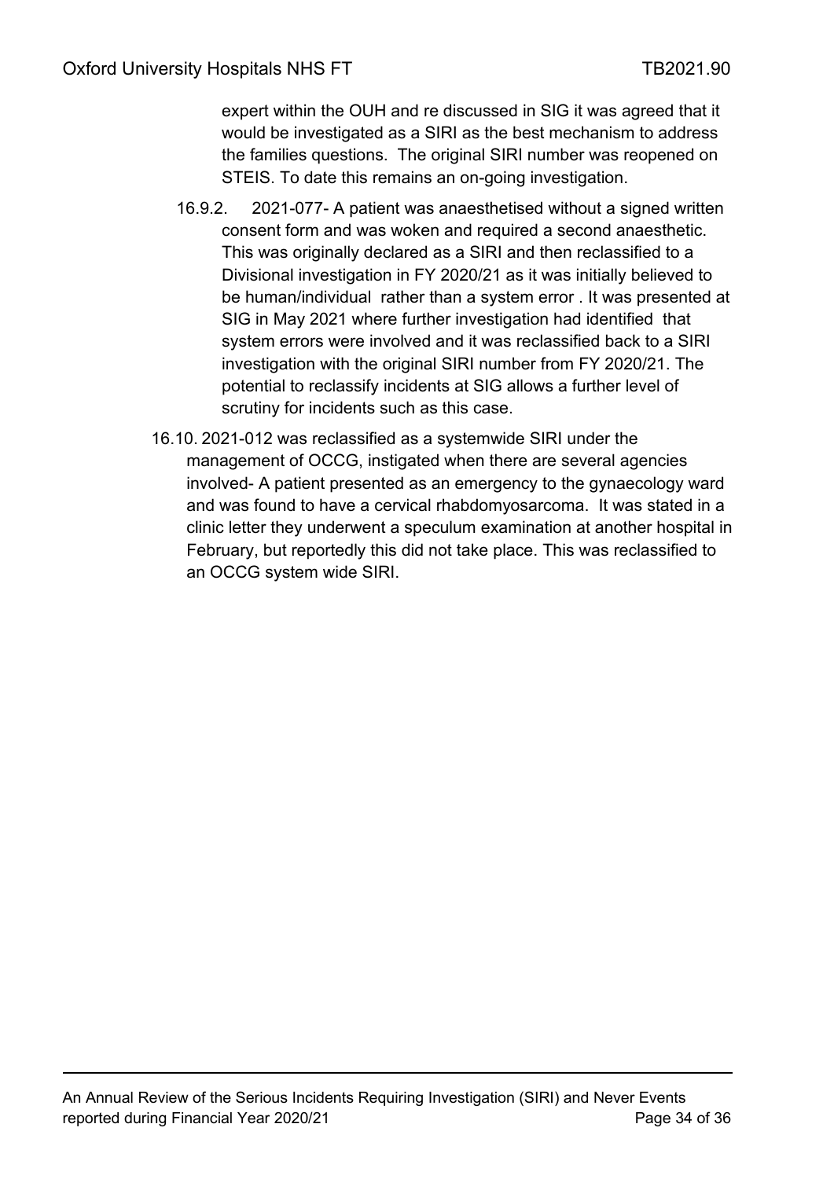expert within the OUH and re discussed in SIG it was agreed that it would be investigated as a SIRI as the best mechanism to address the families questions. The original SIRI number was reopened on STEIS. To date this remains an on-going investigation.

16.9.2. 2021-077- A patient was anaesthetised without a signed written consent form and was woken and required a second anaesthetic. This was originally declared as a SIRI and then reclassified to a Divisional investigation in FY 2020/21 as it was initially believed to be human/individual rather than a system error . It was presented at SIG in May 2021 where further investigation had identified that system errors were involved and it was reclassified back to a SIRI investigation with the original SIRI number from FY 2020/21. The potential to reclassify incidents at SIG allows a further level of scrutiny for incidents such as this case.

16.10. 2021-012 was reclassified as a systemwide SIRI under the management of OCCG, instigated when there are several agencies involved- A patient presented as an emergency to the gynaecology ward and was found to have a cervical rhabdomyosarcoma. It was stated in a clinic letter they underwent a speculum examination at another hospital in February, but reportedly this did not take place. This was reclassified to an OCCG system wide SIRI.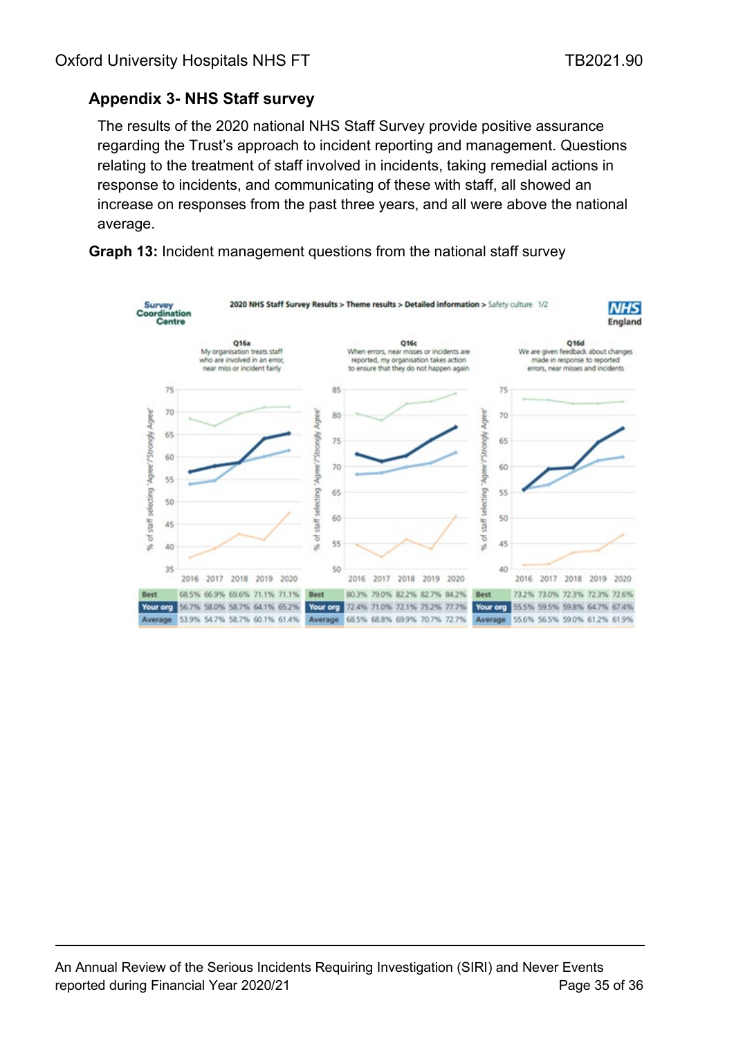## Appendix 3- NHS Staff survey

The results of the 2020 national NHS Staff Survey provide positive assurance regarding the Trust's approach to incident reporting and management. Questions relating to the treatment of staff involved in incidents, taking remedial actions in response to incidents, and communicating of these with staff, all showed an increase on responses from the past three years, and all were above the national average.

**Graph 13:** Incident management questions from the national staff survey

2020 NHS Staff Survey Results > Theme results > Detailed information > Safety culture 1/2

**Q16a** My organisation treats staff who are involved in an error, near miss or incident fairly

| | 2016 | 2017 | 2018 | 2019 | 2020 |
|---|---|---|---|---|---|
| Best | 68.5% | 66.9% | 69.6% | 71.1% | 71.1% |
| Your org | 56.7% | 58.0% | 58.7% | 64.1% | 65.2% |
| Average | 53.9% | 54.7% | 58.7% | 60.1% | 61.4% |

**Q16c** When errors, near misses or incidents are reported, my organisation takes action to ensure that they do not happen again

| | 2016 | 2017 | 2018 | 2019 | 2020 |
|---|---|---|---|---|---|
| Best | 80.3% | 79.0% | 82.2% | 82.7% | 84.2% |
| Your org | 72.4% | 71.0% | 72.1% | 75.2% | 77.7% |
| Average | 68.5% | 68.8% | 69.9% | 70.7% | 72.7% |

**Q16d** We are given feedback about changes made in response to reported errors, near misses and incidents

| | 2016 | 2017 | 2018 | 2019 | 2020 |
|---|---|---|---|---|---|
| Best | 73.2% | 73.0% | 72.3% | 72.3% | 72.6% |
| Your org | 55.5% | 59.5% | 59.8% | 64.7% | 67.4% |
| Average | 55.6% | 56.5% | 59.0% | 61.2% | 61.9% |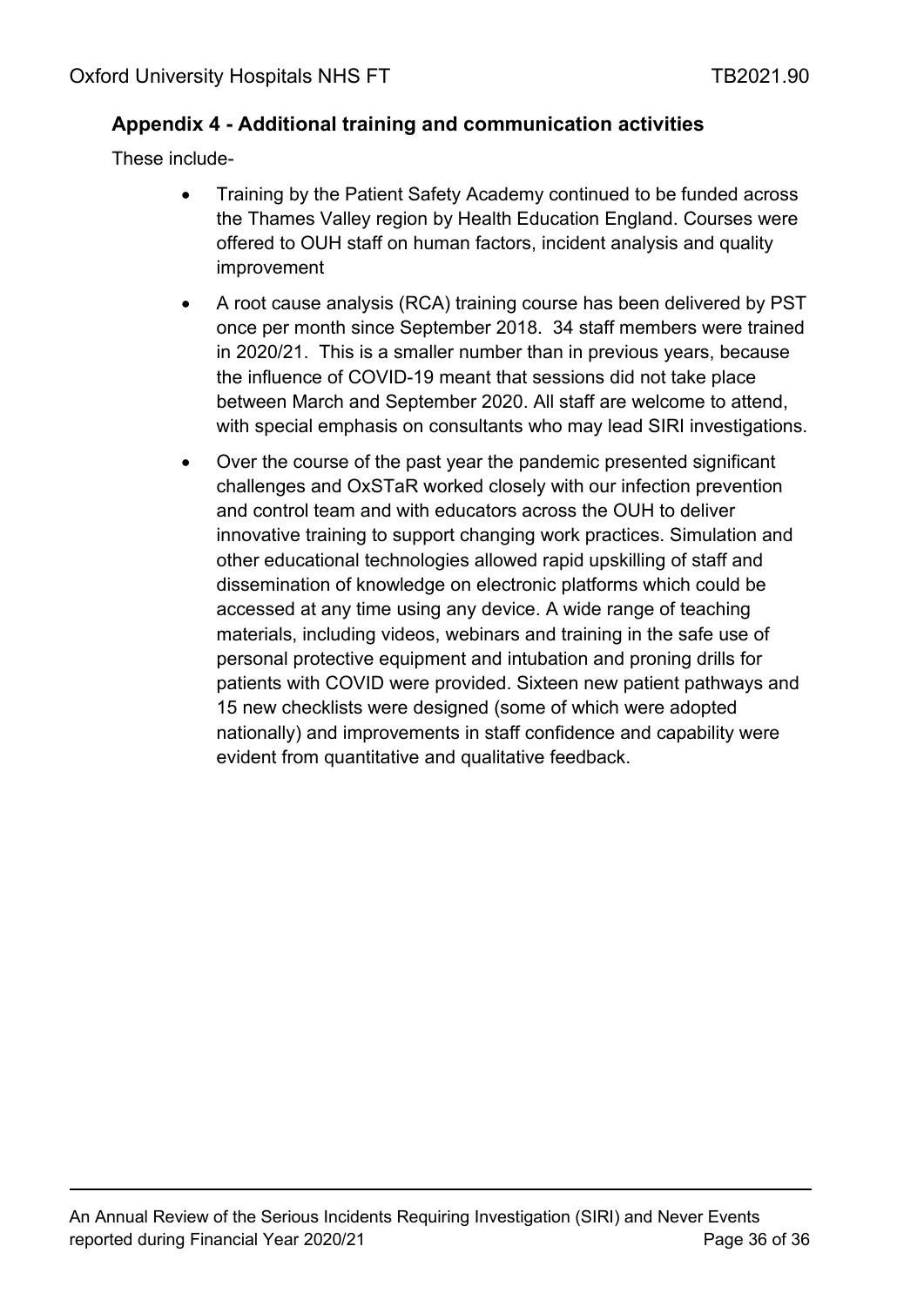## Appendix 4 - Additional training and communication activities

These include-

- Training by the Patient Safety Academy continued to be funded across the Thames Valley region by Health Education England. Courses were offered to OUH staff on human factors, incident analysis and quality improvement
- A root cause analysis (RCA) training course has been delivered by PST once per month since September 2018. 34 staff members were trained in 2020/21. This is a smaller number than in previous years, because the influence of COVID-19 meant that sessions did not take place between March and September 2020. All staff are welcome to attend, with special emphasis on consultants who may lead SIRI investigations.
- Over the course of the past year the pandemic presented significant challenges and OxSTaR worked closely with our infection prevention and control team and with educators across the OUH to deliver innovative training to support changing work practices. Simulation and other educational technologies allowed rapid upskilling of staff and dissemination of knowledge on electronic platforms which could be accessed at any time using any device. A wide range of teaching materials, including videos, webinars and training in the safe use of personal protective equipment and intubation and proning drills for patients with COVID were provided. Sixteen new patient pathways and 15 new checklists were designed (some of which were adopted nationally) and improvements in staff confidence and capability were evident from quantitative and qualitative feedback.